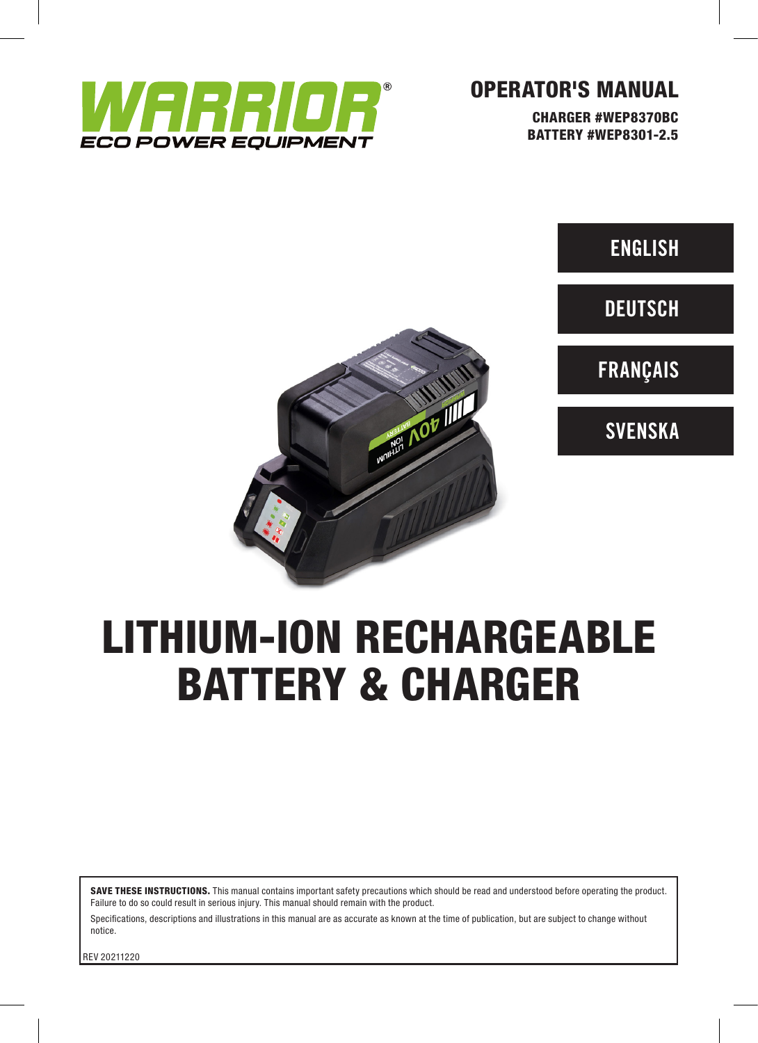WARRIOR®
ECO POWER EQUIPMENT

# OPERATOR'S MANUAL

**CHARGER #WEP8370BC**
**BATTERY #WEP8301-2.5**

ENGLISH

DEUTSCH

FRANÇAIS

SVENSKA

# LITHIUM-ION RECHARGEABLE BATTERY & CHARGER

**SAVE THESE INSTRUCTIONS.** This manual contains important safety precautions which should be read and understood before operating the product. Failure to do so could result in serious injury. This manual should remain with the product.

Specifications, descriptions and illustrations in this manual are as accurate as known at the time of publication, but are subject to change without notice.

REV 20211220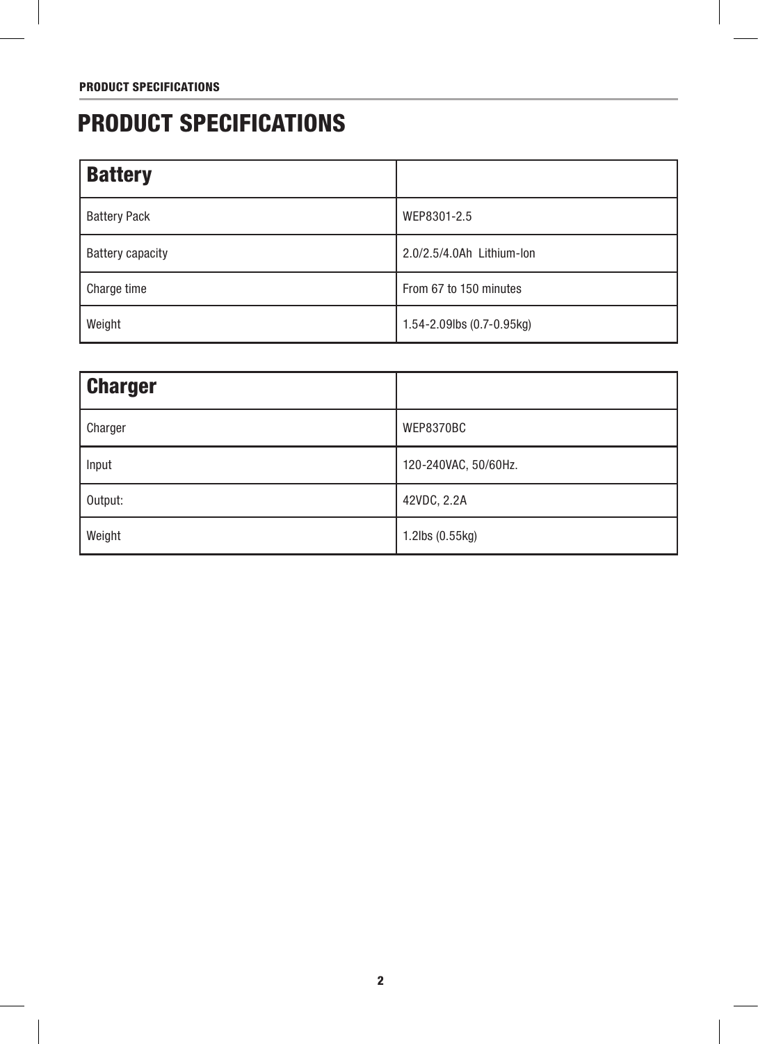# PRODUCT SPECIFICATIONS

| Battery | |
|---|---|
| Battery Pack | WEP8301-2.5 |
| Battery capacity | 2.0/2.5/4.0Ah Lithium-Ion |
| Charge time | From 67 to 150 minutes |
| Weight | 1.54-2.09lbs (0.7-0.95kg) |

| Charger | |
|---|---|
| Charger | WEP8370BC |
| Input | 120-240VAC, 50/60Hz. |
| Output: | 42VDC, 2.2A |
| Weight | 1.2lbs (0.55kg) |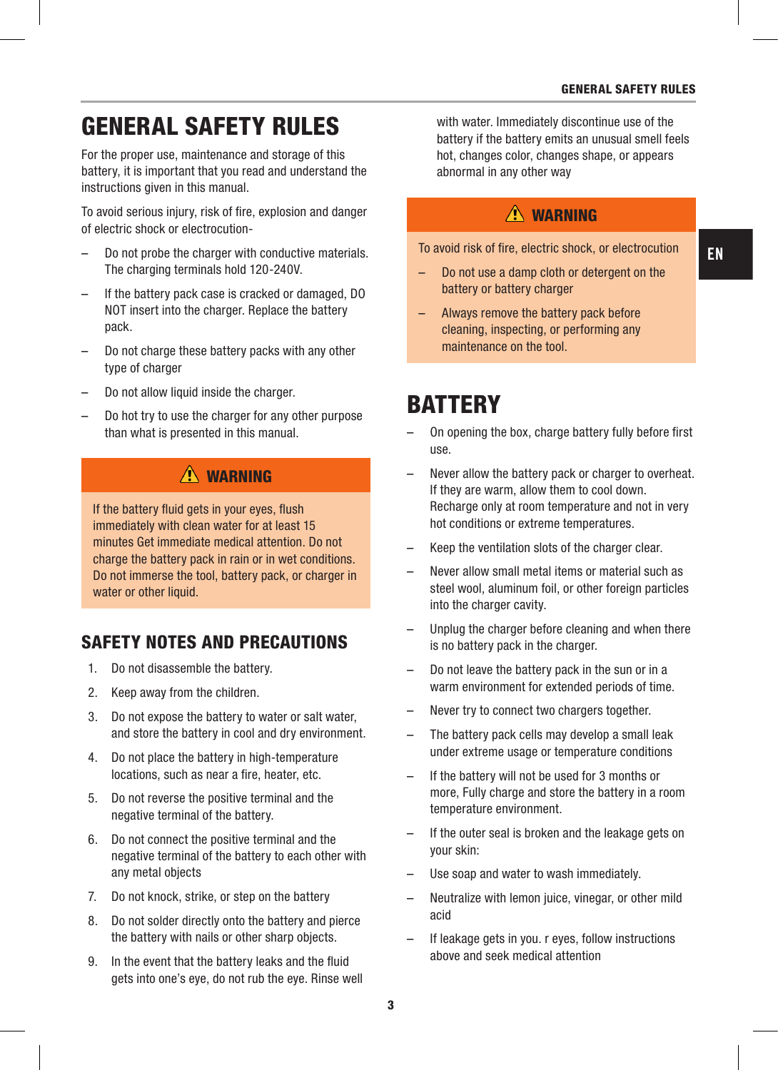# GENERAL SAFETY RULES

For the proper use, maintenance and storage of this battery, it is important that you read and understand the instructions given in this manual.

To avoid serious injury, risk of fire, explosion and danger of electric shock or electrocution-

- Do not probe the charger with conductive materials. The charging terminals hold 120-240V.
- If the battery pack case is cracked or damaged, DO NOT insert into the charger. Replace the battery pack.
- Do not charge these battery packs with any other type of charger
- Do not allow liquid inside the charger.
- Do hot try to use the charger for any other purpose than what is presented in this manual.

> ⚠ **WARNING**
>
> If the battery fluid gets in your eyes, flush immediately with clean water for at least 15 minutes Get immediate medical attention. Do not charge the battery pack in rain or in wet conditions. Do not immerse the tool, battery pack, or charger in water or other liquid.

## SAFETY NOTES AND PRECAUTIONS

1. Do not disassemble the battery.
2. Keep away from the children.
3. Do not expose the battery to water or salt water, and store the battery in cool and dry environment.
4. Do not place the battery in high-temperature locations, such as near a fire, heater, etc.
5. Do not reverse the positive terminal and the negative terminal of the battery.
6. Do not connect the positive terminal and the negative terminal of the battery to each other with any metal objects
7. Do not knock, strike, or step on the battery
8. Do not solder directly onto the battery and pierce the battery with nails or other sharp objects.
9. In the event that the battery leaks and the fluid gets into one's eye, do not rub the eye. Rinse well with water. Immediately discontinue use of the battery if the battery emits an unusual smell feels hot, changes color, changes shape, or appears abnormal in any other way

> ⚠ **WARNING**
>
> To avoid risk of fire, electric shock, or electrocution
>
> - Do not use a damp cloth or detergent on the battery or battery charger
> - Always remove the battery pack before cleaning, inspecting, or performing any maintenance on the tool.

# BATTERY

- On opening the box, charge battery fully before first use.
- Never allow the battery pack or charger to overheat. If they are warm, allow them to cool down. Recharge only at room temperature and not in very hot conditions or extreme temperatures.
- Keep the ventilation slots of the charger clear.
- Never allow small metal items or material such as steel wool, aluminum foil, or other foreign particles into the charger cavity.
- Unplug the charger before cleaning and when there is no battery pack in the charger.
- Do not leave the battery pack in the sun or in a warm environment for extended periods of time.
- Never try to connect two chargers together.
- The battery pack cells may develop a small leak under extreme usage or temperature conditions
- If the battery will not be used for 3 months or more, Fully charge and store the battery in a room temperature environment.
- If the outer seal is broken and the leakage gets on your skin:
- Use soap and water to wash immediately.
- Neutralize with lemon juice, vinegar, or other mild acid
- If leakage gets in you. r eyes, follow instructions above and seek medical attention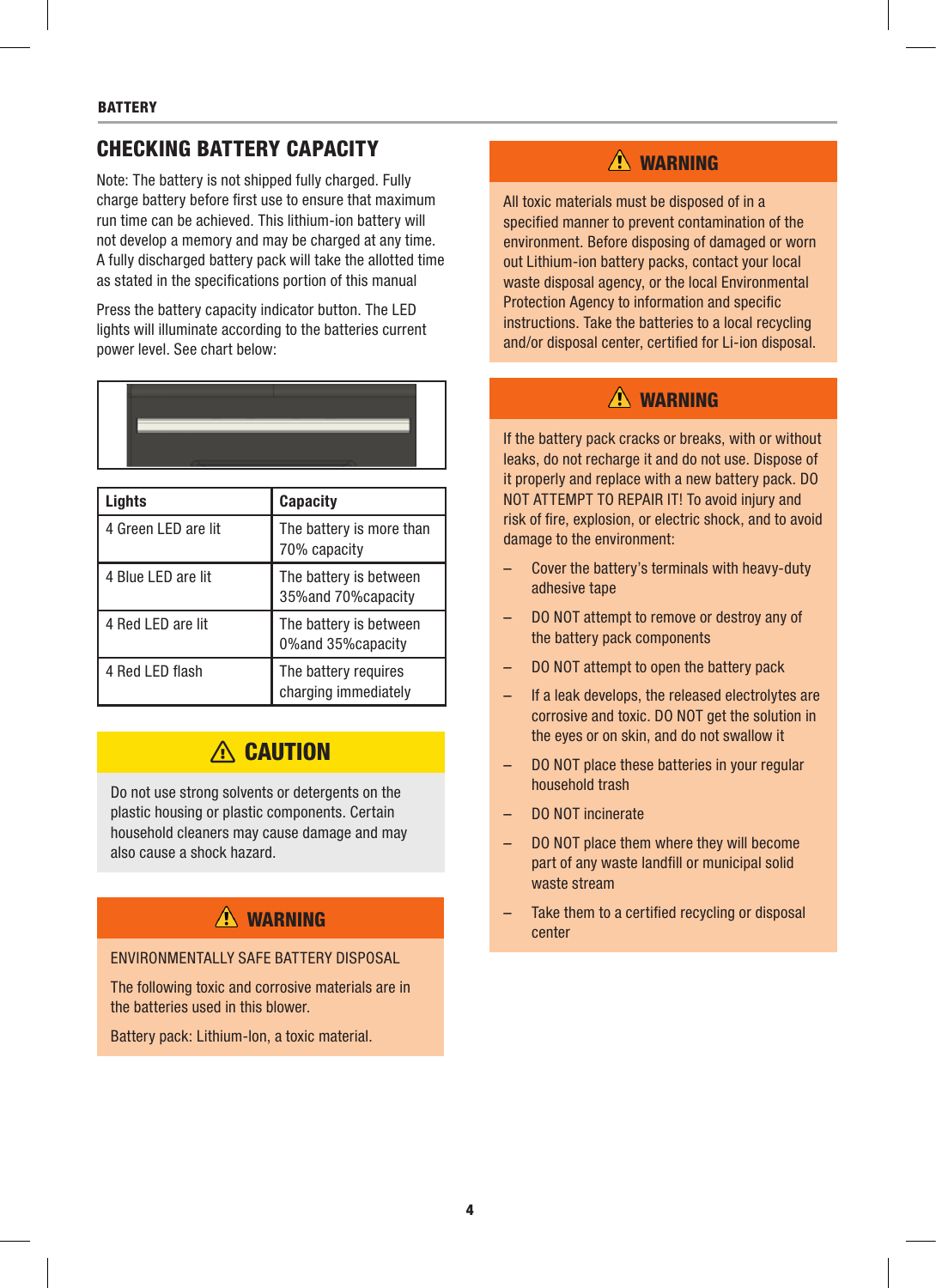## CHECKING BATTERY CAPACITY

Note: The battery is not shipped fully charged. Fully charge battery before first use to ensure that maximum run time can be achieved. This lithium-ion battery will not develop a memory and may be charged at any time. A fully discharged battery pack will take the allotted time as stated in the specifications portion of this manual

Press the battery capacity indicator button. The LED lights will illuminate according to the batteries current power level. See chart below:

| Lights | Capacity |
|---|---|
| 4 Green LED are lit | The battery is more than 70% capacity |
| 4 Blue LED are lit | The battery is between 35%and 70%capacity |
| 4 Red LED are lit | The battery is between 0%and 35%capacity |
| 4 Red LED flash | The battery requires charging immediately |

### ⚠ CAUTION

Do not use strong solvents or detergents on the plastic housing or plastic components. Certain household cleaners may cause damage and may also cause a shock hazard.

### ⚠ WARNING

ENVIRONMENTALLY SAFE BATTERY DISPOSAL

The following toxic and corrosive materials are in the batteries used in this blower.

Battery pack: Lithium-Ion, a toxic material.

### ⚠ WARNING

All toxic materials must be disposed of in a specified manner to prevent contamination of the environment. Before disposing of damaged or worn out Lithium-ion battery packs, contact your local waste disposal agency, or the local Environmental Protection Agency to information and specific instructions. Take the batteries to a local recycling and/or disposal center, certified for Li-ion disposal.

### ⚠ WARNING

If the battery pack cracks or breaks, with or without leaks, do not recharge it and do not use. Dispose of it properly and replace with a new battery pack. DO NOT ATTEMPT TO REPAIR IT! To avoid injury and risk of fire, explosion, or electric shock, and to avoid damage to the environment:

- Cover the battery's terminals with heavy-duty adhesive tape
- DO NOT attempt to remove or destroy any of the battery pack components
- DO NOT attempt to open the battery pack
- If a leak develops, the released electrolytes are corrosive and toxic. DO NOT get the solution in the eyes or on skin, and do not swallow it
- DO NOT place these batteries in your regular household trash
- DO NOT incinerate
- DO NOT place them where they will become part of any waste landfill or municipal solid waste stream
- Take them to a certified recycling or disposal center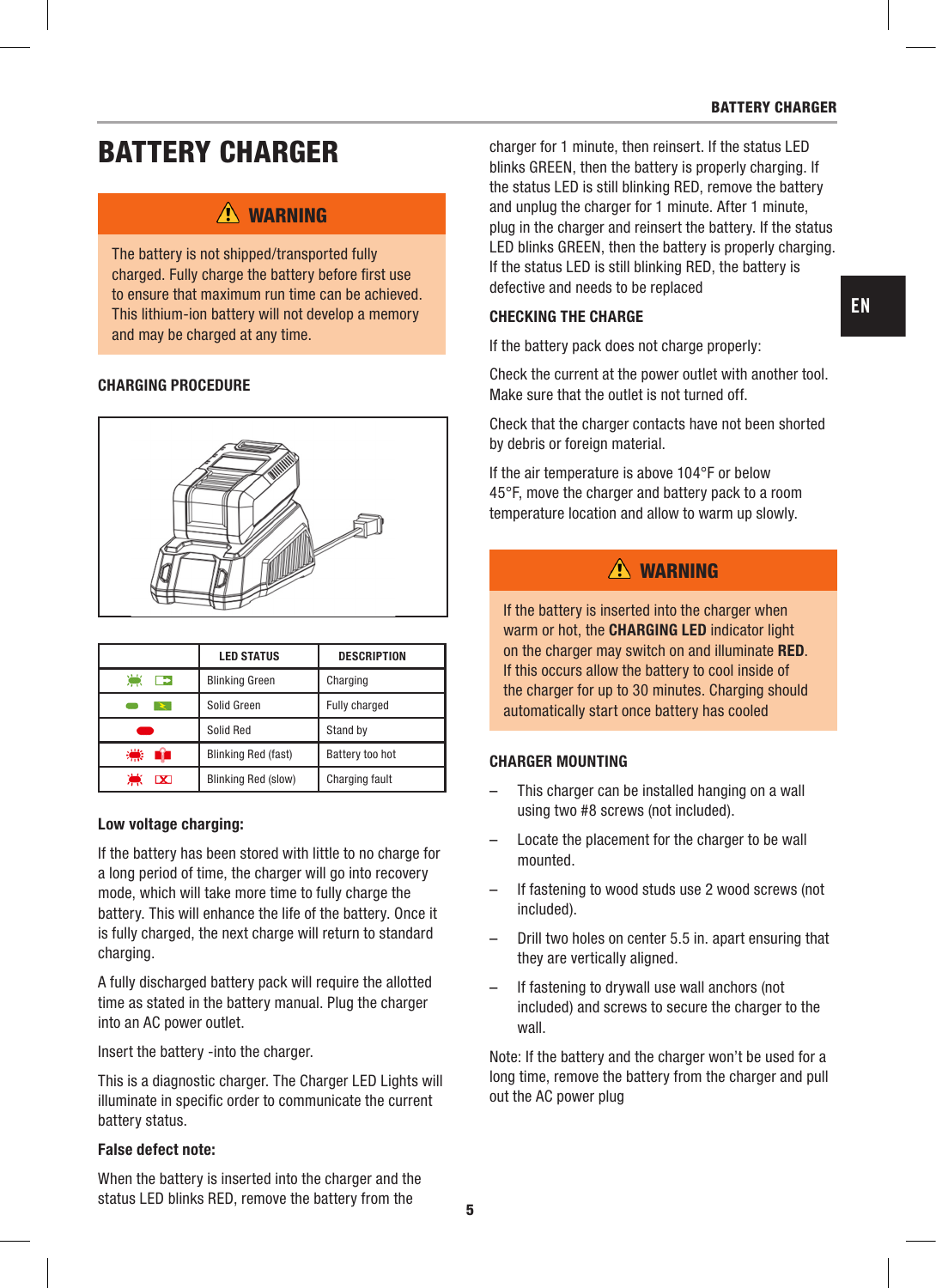# BATTERY CHARGER

> ⚠ **WARNING**
>
> The battery is not shipped/transported fully charged. Fully charge the battery before first use to ensure that maximum run time can be achieved. This lithium-ion battery will not develop a memory and may be charged at any time.

### CHARGING PROCEDURE

| | LED STATUS | DESCRIPTION |
|---|---|---|
| | Blinking Green | Charging |
| | Solid Green | Fully charged |
| | Solid Red | Stand by |
| | Blinking Red (fast) | Battery too hot |
| | Blinking Red (slow) | Charging fault |

**Low voltage charging:**

If the battery has been stored with little to no charge for a long period of time, the charger will go into recovery mode, which will take more time to fully charge the battery. This will enhance the life of the battery. Once it is fully charged, the next charge will return to standard charging.

A fully discharged battery pack will require the allotted time as stated in the battery manual. Plug the charger into an AC power outlet.

Insert the battery -into the charger.

This is a diagnostic charger. The Charger LED Lights will illuminate in specific order to communicate the current battery status.

**False defect note:**

When the battery is inserted into the charger and the status LED blinks RED, remove the battery from the charger for 1 minute, then reinsert. If the status LED blinks GREEN, then the battery is properly charging. If the status LED is still blinking RED, remove the battery and unplug the charger for 1 minute. After 1 minute, plug in the charger and reinsert the battery. If the status LED blinks GREEN, then the battery is properly charging. If the status LED is still blinking RED, the battery is defective and needs to be replaced

### CHECKING THE CHARGE

If the battery pack does not charge properly:

Check the current at the power outlet with another tool. Make sure that the outlet is not turned off.

Check that the charger contacts have not been shorted by debris or foreign material.

If the air temperature is above 104°F or below 45°F, move the charger and battery pack to a room temperature location and allow to warm up slowly.

> ⚠ **WARNING**
>
> If the battery is inserted into the charger when warm or hot, the **CHARGING LED** indicator light on the charger may switch on and illuminate **RED**. If this occurs allow the battery to cool inside of the charger for up to 30 minutes. Charging should automatically start once battery has cooled

### CHARGER MOUNTING

- This charger can be installed hanging on a wall using two #8 screws (not included).
- Locate the placement for the charger to be wall mounted.
- If fastening to wood studs use 2 wood screws (not included).
- Drill two holes on center 5.5 in. apart ensuring that they are vertically aligned.
- If fastening to drywall use wall anchors (not included) and screws to secure the charger to the wall.

Note: If the battery and the charger won't be used for a long time, remove the battery from the charger and pull out the AC power plug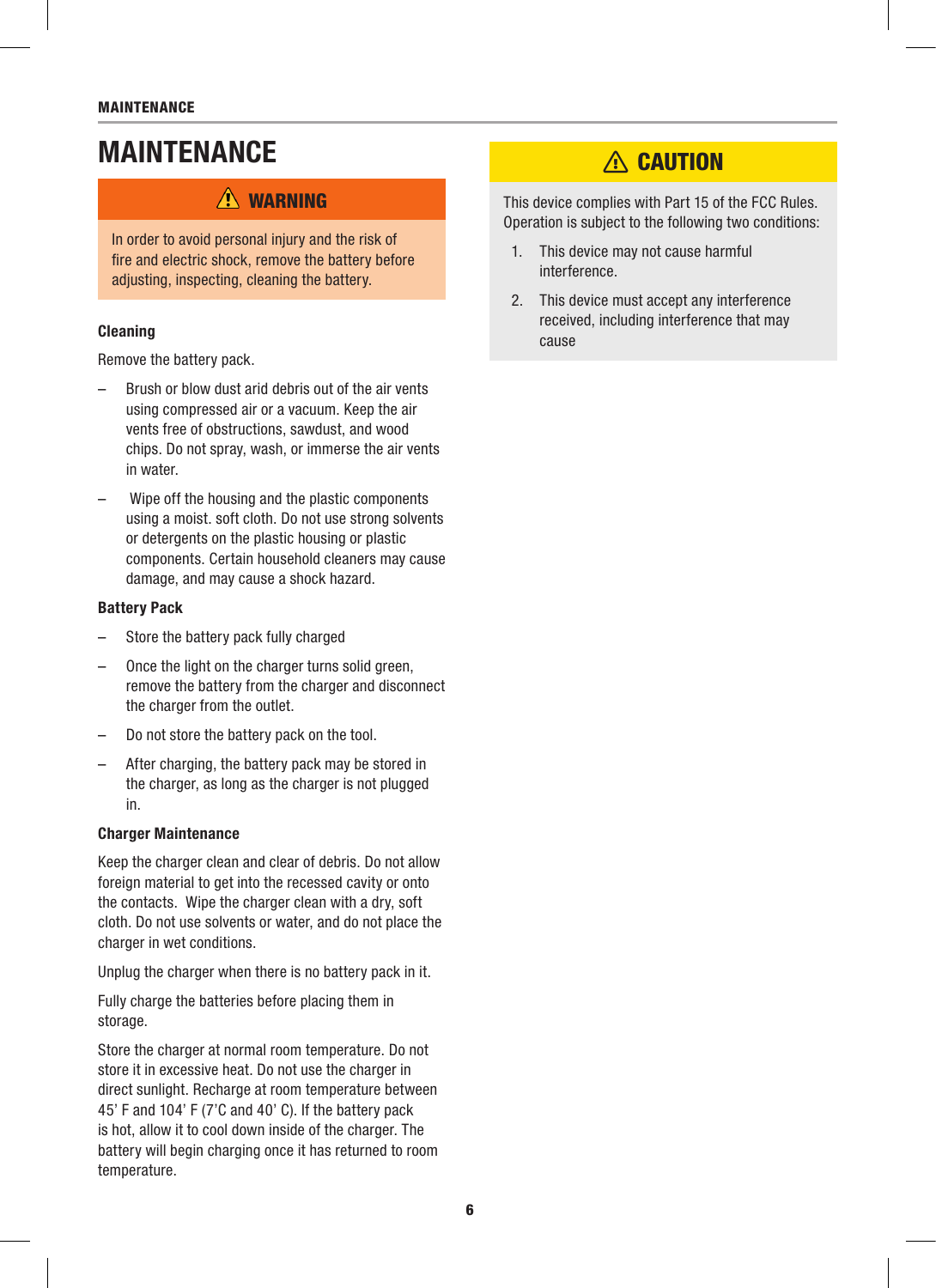# MAINTENANCE

**⚠ WARNING**

In order to avoid personal injury and the risk of fire and electric shock, remove the battery before adjusting, inspecting, cleaning the battery.

### Cleaning

Remove the battery pack.

- Brush or blow dust arid debris out of the air vents using compressed air or a vacuum. Keep the air vents free of obstructions, sawdust, and wood chips. Do not spray, wash, or immerse the air vents in water.
- Wipe off the housing and the plastic components using a moist. soft cloth. Do not use strong solvents or detergents on the plastic housing or plastic components. Certain household cleaners may cause damage, and may cause a shock hazard.

### Battery Pack

- Store the battery pack fully charged
- Once the light on the charger turns solid green, remove the battery from the charger and disconnect the charger from the outlet.
- Do not store the battery pack on the tool.
- After charging, the battery pack may be stored in the charger, as long as the charger is not plugged in.

### Charger Maintenance

Keep the charger clean and clear of debris. Do not allow foreign material to get into the recessed cavity or onto the contacts. Wipe the charger clean with a dry, soft cloth. Do not use solvents or water, and do not place the charger in wet conditions.

Unplug the charger when there is no battery pack in it.

Fully charge the batteries before placing them in storage.

Store the charger at normal room temperature. Do not store it in excessive heat. Do not use the charger in direct sunlight. Recharge at room temperature between 45' F and 104' F (7'C and 40' C). If the battery pack is hot, allow it to cool down inside of the charger. The battery will begin charging once it has returned to room temperature.

**⚠ CAUTION**

This device complies with Part 15 of the FCC Rules. Operation is subject to the following two conditions:

1. This device may not cause harmful interference.
2. This device must accept any interference received, including interference that may cause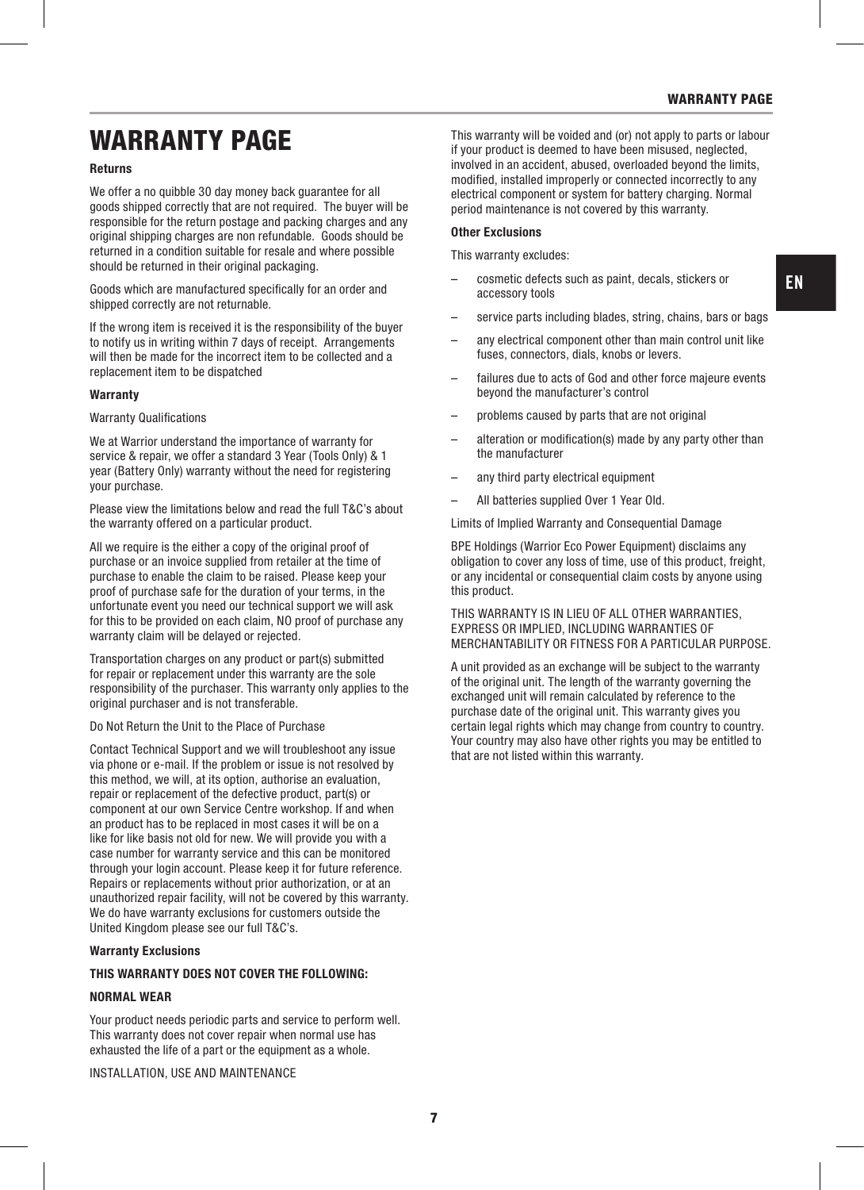# WARRANTY PAGE

**Returns**

We offer a no quibble 30 day money back guarantee for all goods shipped correctly that are not required. The buyer will be responsible for the return postage and packing charges and any original shipping charges are non refundable. Goods should be returned in a condition suitable for resale and where possible should be returned in their original packaging.

Goods which are manufactured specifically for an order and shipped correctly are not returnable.

If the wrong item is received it is the responsibility of the buyer to notify us in writing within 7 days of receipt. Arrangements will then be made for the incorrect item to be collected and a replacement item to be dispatched

**Warranty**

Warranty Qualifications

We at Warrior understand the importance of warranty for service & repair, we offer a standard 3 Year (Tools Only) & 1 year (Battery Only) warranty without the need for registering your purchase.

Please view the limitations below and read the full T&C's about the warranty offered on a particular product.

All we require is the either a copy of the original proof of purchase or an invoice supplied from retailer at the time of purchase to enable the claim to be raised. Please keep your proof of purchase safe for the duration of your terms, in the unfortunate event you need our technical support we will ask for this to be provided on each claim, NO proof of purchase any warranty claim will be delayed or rejected.

Transportation charges on any product or part(s) submitted for repair or replacement under this warranty are the sole responsibility of the purchaser. This warranty only applies to the original purchaser and is not transferable.

Do Not Return the Unit to the Place of Purchase

Contact Technical Support and we will troubleshoot any issue via phone or e-mail. If the problem or issue is not resolved by this method, we will, at its option, authorise an evaluation, repair or replacement of the defective product, part(s) or component at our own Service Centre workshop. If and when an product has to be replaced in most cases it will be on a like for like basis not old for new. We will provide you with a case number for warranty service and this can be monitored through your login account. Please keep it for future reference. Repairs or replacements without prior authorization, or at an unauthorized repair facility, will not be covered by this warranty. We do have warranty exclusions for customers outside the United Kingdom please see our full T&C's.

**Warranty Exclusions**

**THIS WARRANTY DOES NOT COVER THE FOLLOWING:**

**NORMAL WEAR**

Your product needs periodic parts and service to perform well. This warranty does not cover repair when normal use has exhausted the life of a part or the equipment as a whole.

INSTALLATION, USE AND MAINTENANCE

This warranty will be voided and (or) not apply to parts or labour if your product is deemed to have been misused, neglected, involved in an accident, abused, overloaded beyond the limits, modified, installed improperly or connected incorrectly to any electrical component or system for battery charging. Normal period maintenance is not covered by this warranty.

**Other Exclusions**

This warranty excludes:

- cosmetic defects such as paint, decals, stickers or accessory tools
- service parts including blades, string, chains, bars or bags
- any electrical component other than main control unit like fuses, connectors, dials, knobs or levers.
- failures due to acts of God and other force majeure events beyond the manufacturer's control
- problems caused by parts that are not original
- alteration or modification(s) made by any party other than the manufacturer
- any third party electrical equipment
- All batteries supplied Over 1 Year Old.

Limits of Implied Warranty and Consequential Damage

BPE Holdings (Warrior Eco Power Equipment) disclaims any obligation to cover any loss of time, use of this product, freight, or any incidental or consequential claim costs by anyone using this product.

THIS WARRANTY IS IN LIEU OF ALL OTHER WARRANTIES, EXPRESS OR IMPLIED, INCLUDING WARRANTIES OF MERCHANTABILITY OR FITNESS FOR A PARTICULAR PURPOSE.

A unit provided as an exchange will be subject to the warranty of the original unit. The length of the warranty governing the exchanged unit will remain calculated by reference to the purchase date of the original unit. This warranty gives you certain legal rights which may change from country to country. Your country may also have other rights you may be entitled to that are not listed within this warranty.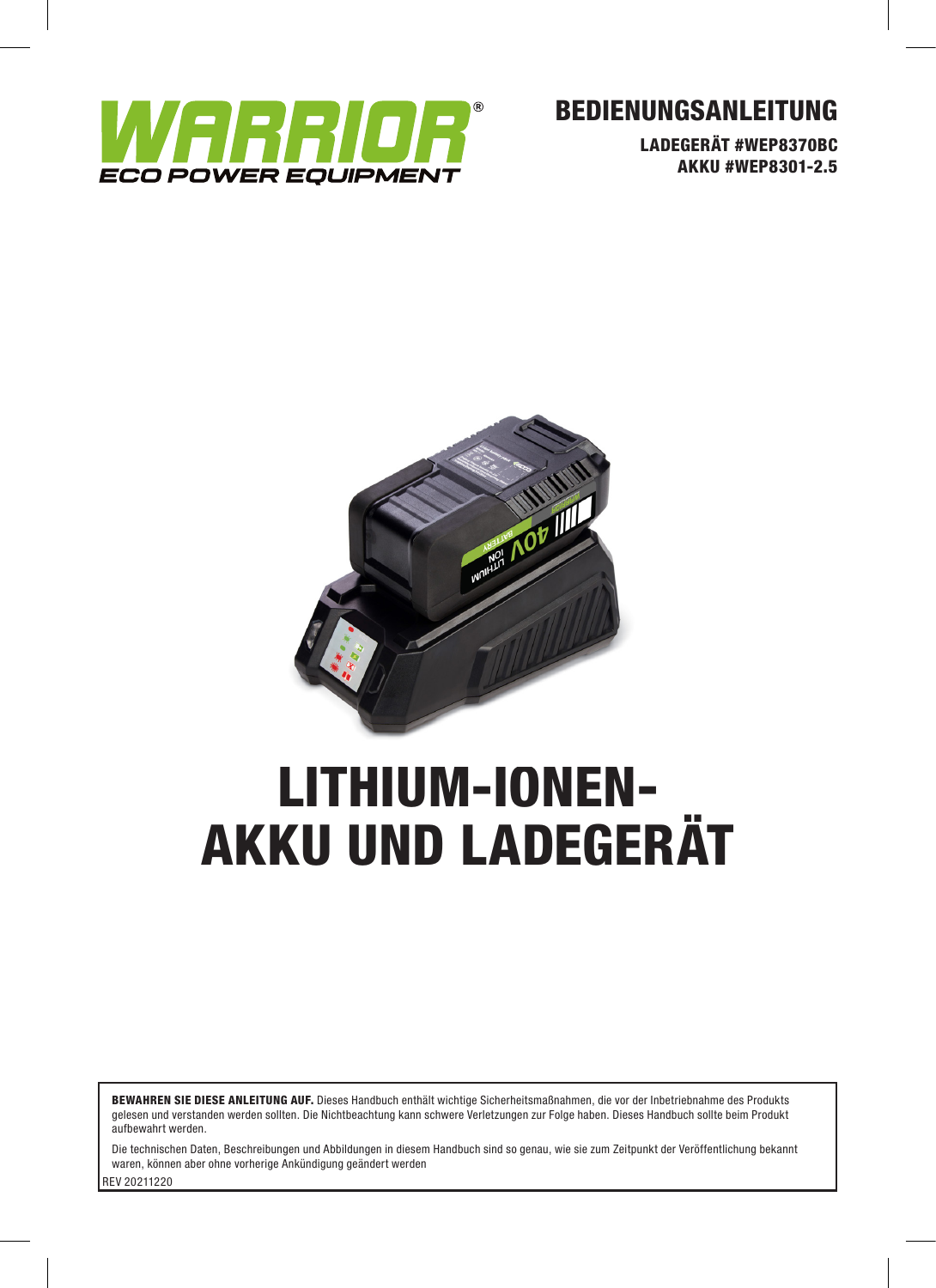WARRIOR®
ECO POWER EQUIPMENT

# BEDIENUNGSANLEITUNG

**LADEGERÄT #WEP8370BC**
**AKKU #WEP8301-2.5**

# LITHIUM-IONEN-AKKU UND LADEGERÄT

**BEWAHREN SIE DIESE ANLEITUNG AUF.** Dieses Handbuch enthält wichtige Sicherheitsmaßnahmen, die vor der Inbetriebnahme des Produkts gelesen und verstanden werden sollten. Die Nichtbeachtung kann schwere Verletzungen zur Folge haben. Dieses Handbuch sollte beim Produkt aufbewahrt werden.

Die technischen Daten, Beschreibungen und Abbildungen in diesem Handbuch sind so genau, wie sie zum Zeitpunkt der Veröffentlichung bekannt waren, können aber ohne vorherige Ankündigung geändert werden

REV 20211220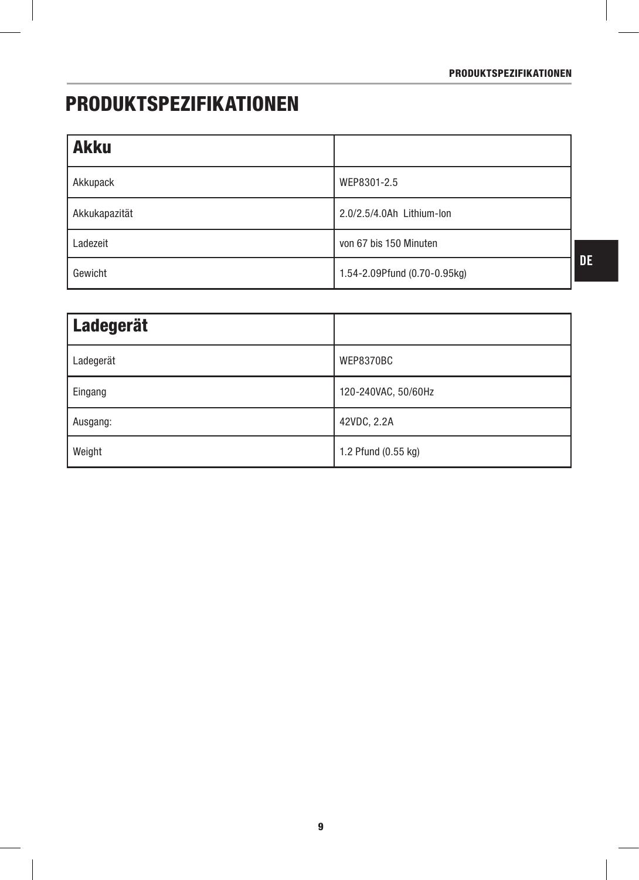# PRODUKTSPEZIFIKATIONEN

| **Akku** | |
|---|---|
| Akkupack | WEP8301-2.5 |
| Akkukapazität | 2.0/2.5/4.0Ah  Lithium-Ion |
| Ladezeit | von 67 bis 150 Minuten |
| Gewicht | 1.54-2.09Pfund (0.70-0.95kg) |

| **Ladegerät** | |
|---|---|
| Ladegerät | WEP8370BC |
| Eingang | 120-240VAC, 50/60Hz |
| Ausgang: | 42VDC, 2.2A |
| Weight | 1.2 Pfund (0.55 kg) |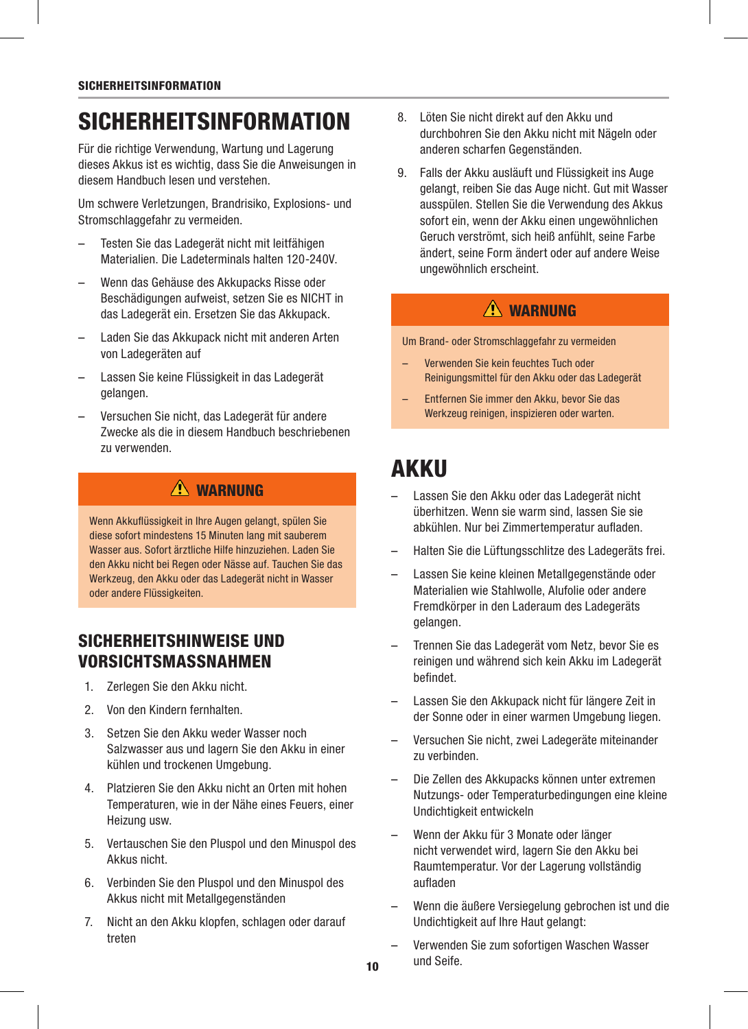# SICHERHEITSINFORMATION

Für die richtige Verwendung, Wartung und Lagerung dieses Akkus ist es wichtig, dass Sie die Anweisungen in diesem Handbuch lesen und verstehen.

Um schwere Verletzungen, Brandrisiko, Explosions- und Stromschlaggefahr zu vermeiden.

– Testen Sie das Ladegerät nicht mit leitfähigen Materialien. Die Ladeterminals halten 120-240V.
– Wenn das Gehäuse des Akkupacks Risse oder Beschädigungen aufweist, setzen Sie es NICHT in das Ladegerät ein. Ersetzen Sie das Akkupack.
– Laden Sie das Akkupack nicht mit anderen Arten von Ladegeräten auf
– Lassen Sie keine Flüssigkeit in das Ladegerät gelangen.
– Versuchen Sie nicht, das Ladegerät für andere Zwecke als die in diesem Handbuch beschriebenen zu verwenden.

**⚠ WARNUNG**

Wenn Akkuflüssigkeit in Ihre Augen gelangt, spülen Sie diese sofort mindestens 15 Minuten lang mit sauberem Wasser aus. Sofort ärztliche Hilfe hinzuziehen. Laden Sie den Akku nicht bei Regen oder Nässe auf. Tauchen Sie das Werkzeug, den Akku oder das Ladegerät nicht in Wasser oder andere Flüssigkeiten.

## SICHERHEITSHINWEISE UND VORSICHTSMASSNAHMEN

1. Zerlegen Sie den Akku nicht.
2. Von den Kindern fernhalten.
3. Setzen Sie den Akku weder Wasser noch Salzwasser aus und lagern Sie den Akku in einer kühlen und trockenen Umgebung.
4. Platzieren Sie den Akku nicht an Orten mit hohen Temperaturen, wie in der Nähe eines Feuers, einer Heizung usw.
5. Vertauschen Sie den Pluspol und den Minuspol des Akkus nicht.
6. Verbinden Sie den Pluspol und den Minuspol des Akkus nicht mit Metallgegenständen
7. Nicht an den Akku klopfen, schlagen oder darauf treten
8. Löten Sie nicht direkt auf den Akku und durchbohren Sie den Akku nicht mit Nägeln oder anderen scharfen Gegenständen.
9. Falls der Akku ausläuft und Flüssigkeit ins Auge gelangt, reiben Sie das Auge nicht. Gut mit Wasser ausspülen. Stellen Sie die Verwendung des Akkus sofort ein, wenn der Akku einen ungewöhnlichen Geruch verströmt, sich heiß anfühlt, seine Farbe ändert, seine Form ändert oder auf andere Weise ungewöhnlich erscheint.

**⚠ WARNUNG**

Um Brand- oder Stromschlaggefahr zu vermeiden

– Verwenden Sie kein feuchtes Tuch oder Reinigungsmittel für den Akku oder das Ladegerät
– Entfernen Sie immer den Akku, bevor Sie das Werkzeug reinigen, inspizieren oder warten.

# AKKU

– Lassen Sie den Akku oder das Ladegerät nicht überhitzen. Wenn sie warm sind, lassen Sie sie abkühlen. Nur bei Zimmertemperatur aufladen.
– Halten Sie die Lüftungsschlitze des Ladegeräts frei.
– Lassen Sie keine kleinen Metallgegenstände oder Materialien wie Stahlwolle, Alufolie oder andere Fremdkörper in den Laderaum des Ladegeräts gelangen.
– Trennen Sie das Ladegerät vom Netz, bevor Sie es reinigen und während sich kein Akku im Ladegerät befindet.
– Lassen Sie den Akkupack nicht für längere Zeit in der Sonne oder in einer warmen Umgebung liegen.
– Versuchen Sie nicht, zwei Ladegeräte miteinander zu verbinden.
– Die Zellen des Akkupacks können unter extremen Nutzungs- oder Temperaturbedingungen eine kleine Undichtigkeit entwickeln
– Wenn der Akku für 3 Monate oder länger nicht verwendet wird, lagern Sie den Akku bei Raumtemperatur. Vor der Lagerung vollständig aufladen
– Wenn die äußere Versiegelung gebrochen ist und die Undichtigkeit auf Ihre Haut gelangt:
– Verwenden Sie zum sofortigen Waschen Wasser und Seife.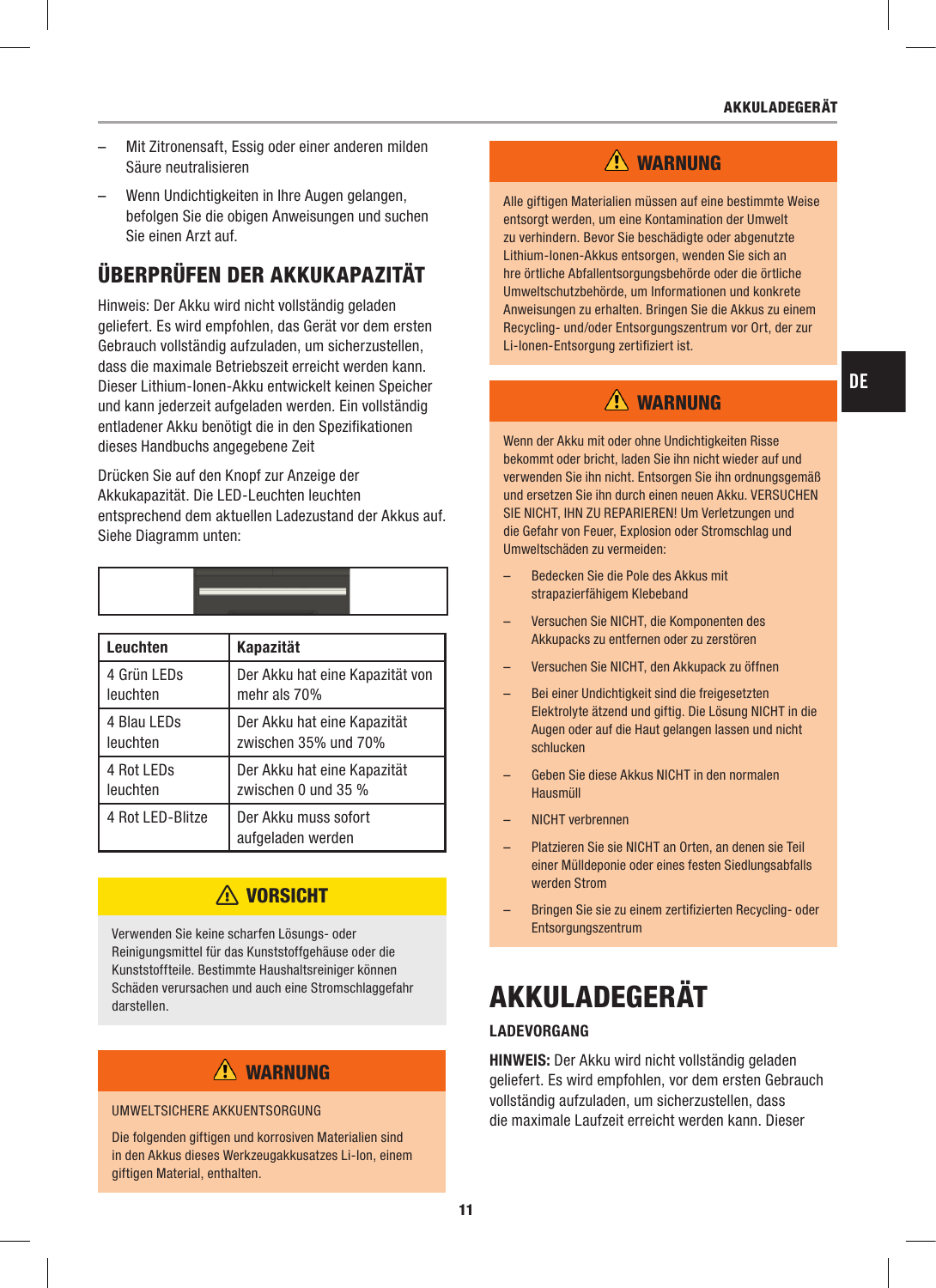- Mit Zitronensaft, Essig oder einer anderen milden Säure neutralisieren
- Wenn Undichtigkeiten in Ihre Augen gelangen, befolgen Sie die obigen Anweisungen und suchen Sie einen Arzt auf.

## ÜBERPRÜFEN DER AKKUKAPAZITÄT

Hinweis: Der Akku wird nicht vollständig geladen geliefert. Es wird empfohlen, das Gerät vor dem ersten Gebrauch vollständig aufzuladen, um sicherzustellen, dass die maximale Betriebszeit erreicht werden kann. Dieser Lithium-Ionen-Akku entwickelt keinen Speicher und kann jederzeit aufgeladen werden. Ein vollständig entladener Akku benötigt die in den Spezifikationen dieses Handbuchs angegebene Zeit

Drücken Sie auf den Knopf zur Anzeige der Akkukapazität. Die LED-Leuchten leuchten entsprechend dem aktuellen Ladezustand der Akkus auf. Siehe Diagramm unten:

| Leuchten | Kapazität |
|---|---|
| 4 Grün LEDs leuchten | Der Akku hat eine Kapazität von mehr als 70% |
| 4 Blau LEDs leuchten | Der Akku hat eine Kapazität zwischen 35% und 70% |
| 4 Rot LEDs leuchten | Der Akku hat eine Kapazität zwischen 0 und 35 % |
| 4 Rot LED-Blitze | Der Akku muss sofort aufgeladen werden |

**⚠ VORSICHT**

Verwenden Sie keine scharfen Lösungs- oder Reinigungsmittel für das Kunststoffgehäuse oder die Kunststoffteile. Bestimmte Haushaltsreiniger können Schäden verursachen und auch eine Stromschlaggefahr darstellen.

**⚠ WARNUNG**

UMWELTSICHERE AKKUENTSORGUNG

Die folgenden giftigen und korrosiven Materialien sind in den Akkus dieses Werkzeugakkusatzes Li-Ion, einem giftigen Material, enthalten.

**⚠ WARNUNG**

Alle giftigen Materialien müssen auf eine bestimmte Weise entsorgt werden, um eine Kontamination der Umwelt zu verhindern. Bevor Sie beschädigte oder abgenutzte Lithium-Ionen-Akkus entsorgen, wenden Sie sich an hre örtliche Abfallentsorgungsbehörde oder die örtliche Umweltschutzbehörde, um Informationen und konkrete Anweisungen zu erhalten. Bringen Sie die Akkus zu einem Recycling- und/oder Entsorgungszentrum vor Ort, der zur Li-Ionen-Entsorgung zertifiziert ist.

**⚠ WARNUNG**

Wenn der Akku mit oder ohne Undichtigkeiten Risse bekommt oder bricht, laden Sie ihn nicht wieder auf und verwenden Sie ihn nicht. Entsorgen Sie ihn ordnungsgemäß und ersetzen Sie ihn durch einen neuen Akku. VERSUCHEN SIE NICHT, IHN ZU REPARIEREN! Um Verletzungen und die Gefahr von Feuer, Explosion oder Stromschlag und Umweltschäden zu vermeiden:

- Bedecken Sie die Pole des Akkus mit strapazierfähigem Klebeband
- Versuchen Sie NICHT, die Komponenten des Akkupacks zu entfernen oder zu zerstören
- Versuchen Sie NICHT, den Akkupack zu öffnen
- Bei einer Undichtigkeit sind die freigesetzten Elektrolyte ätzend und giftig. Die Lösung NICHT in die Augen oder auf die Haut gelangen lassen und nicht schlucken
- Geben Sie diese Akkus NICHT in den normalen Hausmüll
- NICHT verbrennen
- Platzieren Sie sie NICHT an Orten, an denen sie Teil einer Mülldeponie oder eines festen Siedlungsabfalls werden Strom
- Bringen Sie sie zu einem zertifizierten Recycling- oder Entsorgungszentrum

# AKKULADEGERÄT

### LADEVORGANG

**HINWEIS:** Der Akku wird nicht vollständig geladen geliefert. Es wird empfohlen, vor dem ersten Gebrauch vollständig aufzuladen, um sicherzustellen, dass die maximale Laufzeit erreicht werden kann. Dieser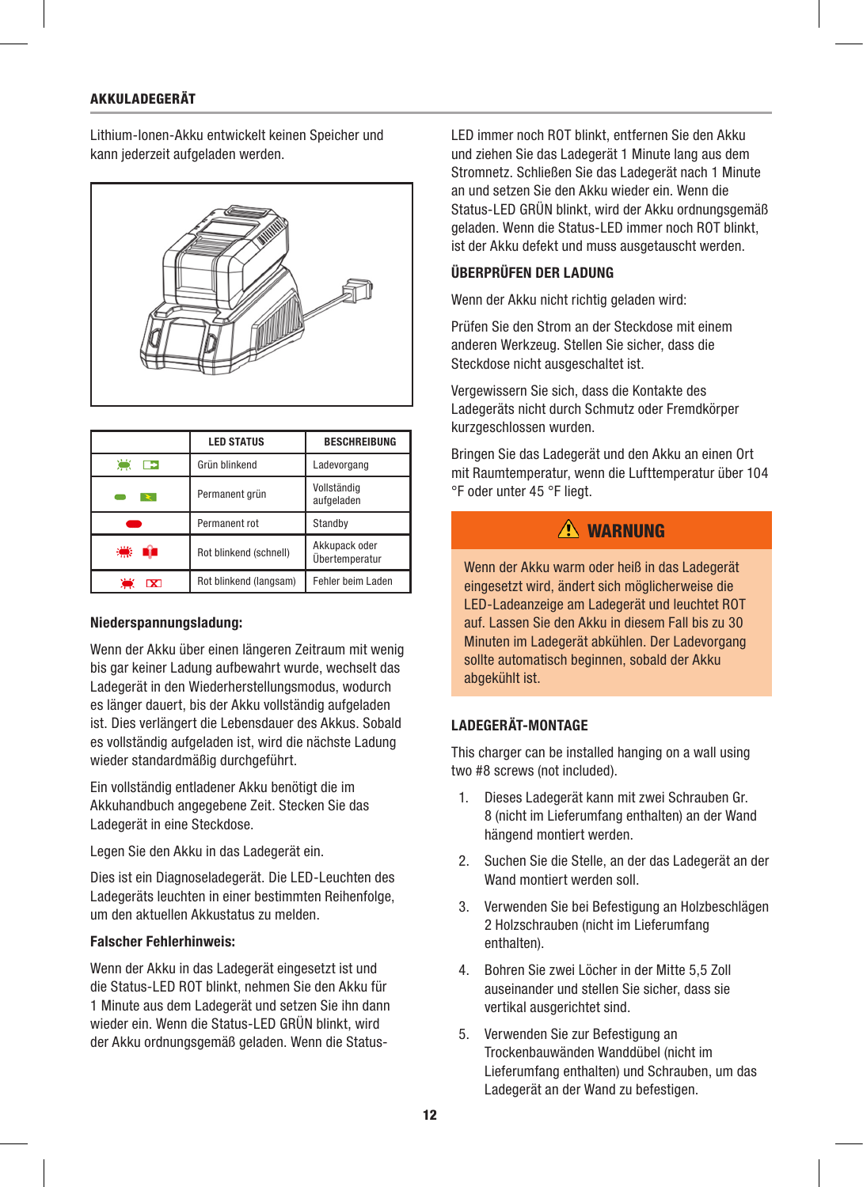## AKKULADEGERÄT

Lithium-Ionen-Akku entwickelt keinen Speicher und kann jederzeit aufgeladen werden.

| | LED STATUS | BESCHREIBUNG |
|---|---|---|
| | Grün blinkend | Ladevorgang |
| | Permanent grün | Vollständig aufgeladen |
| | Permanent rot | Standby |
| | Rot blinkend (schnell) | Akkupack oder Übertemperatur |
| | Rot blinkend (langsam) | Fehler beim Laden |

**Niederspannungsladung:**

Wenn der Akku über einen längeren Zeitraum mit wenig bis gar keiner Ladung aufbewahrt wurde, wechselt das Ladegerät in den Wiederherstellungsmodus, wodurch es länger dauert, bis der Akku vollständig aufgeladen ist. Dies verlängert die Lebensdauer des Akkus. Sobald es vollständig aufgeladen ist, wird die nächste Ladung wieder standardmäßig durchgeführt.

Ein vollständig entladener Akku benötigt die im Akkuhandbuch angegebene Zeit. Stecken Sie das Ladegerät in eine Steckdose.

Legen Sie den Akku in das Ladegerät ein.

Dies ist ein Diagnoseladegerät. Die LED-Leuchten des Ladegeräts leuchten in einer bestimmten Reihenfolge, um den aktuellen Akkustatus zu melden.

**Falscher Fehlerhinweis:**

Wenn der Akku in das Ladegerät eingesetzt ist und die Status-LED ROT blinkt, nehmen Sie den Akku für 1 Minute aus dem Ladegerät und setzen Sie ihn dann wieder ein. Wenn die Status-LED GRÜN blinkt, wird der Akku ordnungsgemäß geladen. Wenn die Status-LED immer noch ROT blinkt, entfernen Sie den Akku und ziehen Sie das Ladegerät 1 Minute lang aus dem Stromnetz. Schließen Sie das Ladegerät nach 1 Minute an und setzen Sie den Akku wieder ein. Wenn die Status-LED GRÜN blinkt, wird der Akku ordnungsgemäß geladen. Wenn die Status-LED immer noch ROT blinkt, ist der Akku defekt und muss ausgetauscht werden.

### ÜBERPRÜFEN DER LADUNG

Wenn der Akku nicht richtig geladen wird:

Prüfen Sie den Strom an der Steckdose mit einem anderen Werkzeug. Stellen Sie sicher, dass die Steckdose nicht ausgeschaltet ist.

Vergewissern Sie sich, dass die Kontakte des Ladegeräts nicht durch Schmutz oder Fremdkörper kurzgeschlossen wurden.

Bringen Sie das Ladegerät und den Akku an einen Ort mit Raumtemperatur, wenn die Lufttemperatur über 104 °F oder unter 45 °F liegt.

**⚠ WARNUNG**

Wenn der Akku warm oder heiß in das Ladegerät eingesetzt wird, ändert sich möglicherweise die LED-Ladeanzeige am Ladegerät und leuchtet ROT auf. Lassen Sie den Akku in diesem Fall bis zu 30 Minuten im Ladegerät abkühlen. Der Ladevorgang sollte automatisch beginnen, sobald der Akku abgekühlt ist.

### LADEGERÄT-MONTAGE

This charger can be installed hanging on a wall using two #8 screws (not included).

1. Dieses Ladegerät kann mit zwei Schrauben Gr. 8 (nicht im Lieferumfang enthalten) an der Wand hängend montiert werden.
2. Suchen Sie die Stelle, an der das Ladegerät an der Wand montiert werden soll.
3. Verwenden Sie bei Befestigung an Holzbeschlägen 2 Holzschrauben (nicht im Lieferumfang enthalten).
4. Bohren Sie zwei Löcher in der Mitte 5,5 Zoll auseinander und stellen Sie sicher, dass sie vertikal ausgerichtet sind.
5. Verwenden Sie zur Befestigung an Trockenbauwänden Wanddübel (nicht im Lieferumfang enthalten) und Schrauben, um das Ladegerät an der Wand zu befestigen.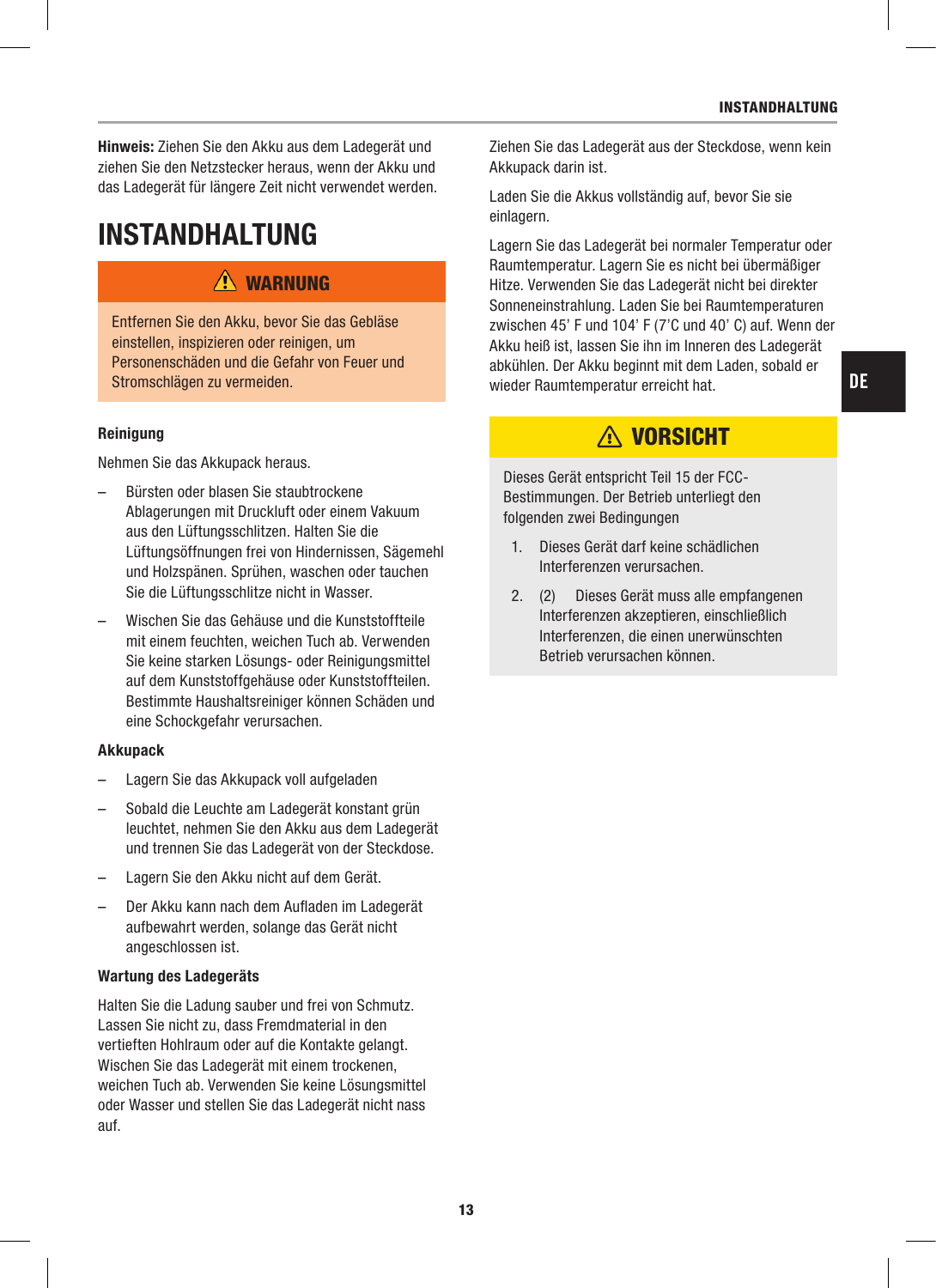**Hinweis:** Ziehen Sie den Akku aus dem Ladegerät und ziehen Sie den Netzstecker heraus, wenn der Akku und das Ladegerät für längere Zeit nicht verwendet werden.

# INSTANDHALTUNG

**⚠ WARNUNG**

Entfernen Sie den Akku, bevor Sie das Gebläse einstellen, inspizieren oder reinigen, um Personenschäden und die Gefahr von Feuer und Stromschlägen zu vermeiden.

### Reinigung

Nehmen Sie das Akkupack heraus.

- Bürsten oder blasen Sie staubtrockene Ablagerungen mit Druckluft oder einem Vakuum aus den Lüftungsschlitzen. Halten Sie die Lüftungsöffnungen frei von Hindernissen, Sägemehl und Holzspänen. Sprühen, waschen oder tauchen Sie die Lüftungsschlitze nicht in Wasser.
- Wischen Sie das Gehäuse und die Kunststoffteile mit einem feuchten, weichen Tuch ab. Verwenden Sie keine starken Lösungs- oder Reinigungsmittel auf dem Kunststoffgehäuse oder Kunststoffteilen. Bestimmte Haushaltsreiniger können Schäden und eine Schockgefahr verursachen.

### Akkupack

- Lagern Sie das Akkupack voll aufgeladen
- Sobald die Leuchte am Ladegerät konstant grün leuchtet, nehmen Sie den Akku aus dem Ladegerät und trennen Sie das Ladegerät von der Steckdose.
- Lagern Sie den Akku nicht auf dem Gerät.
- Der Akku kann nach dem Aufladen im Ladegerät aufbewahrt werden, solange das Gerät nicht angeschlossen ist.

### Wartung des Ladegeräts

Halten Sie die Ladung sauber und frei von Schmutz. Lassen Sie nicht zu, dass Fremdmaterial in den vertieften Hohlraum oder auf die Kontakte gelangt. Wischen Sie das Ladegerät mit einem trockenen, weichen Tuch ab. Verwenden Sie keine Lösungsmittel oder Wasser und stellen Sie das Ladegerät nicht nass auf.

Ziehen Sie das Ladegerät aus der Steckdose, wenn kein Akkupack darin ist.

Laden Sie die Akkus vollständig auf, bevor Sie sie einlagern.

Lagern Sie das Ladegerät bei normaler Temperatur oder Raumtemperatur. Lagern Sie es nicht bei übermäßiger Hitze. Verwenden Sie das Ladegerät nicht bei direkter Sonneneinstrahlung. Laden Sie bei Raumtemperaturen zwischen 45' F und 104' F (7'C und 40' C) auf. Wenn der Akku heiß ist, lassen Sie ihn im Inneren des Ladegerät abkühlen. Der Akku beginnt mit dem Laden, sobald er wieder Raumtemperatur erreicht hat.

**⚠ VORSICHT**

Dieses Gerät entspricht Teil 15 der FCC-Bestimmungen. Der Betrieb unterliegt den folgenden zwei Bedingungen

1. Dieses Gerät darf keine schädlichen Interferenzen verursachen.
2. (2) Dieses Gerät muss alle empfangenen Interferenzen akzeptieren, einschließlich Interferenzen, die einen unerwünschten Betrieb verursachen können.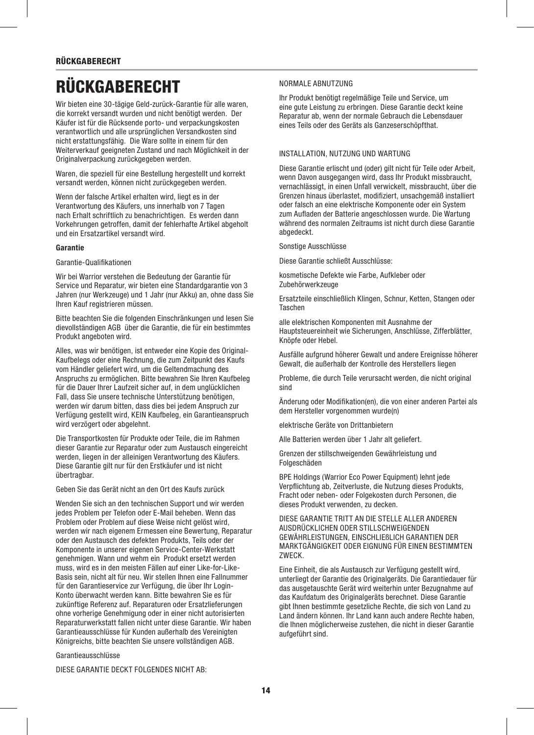# RÜCKGABERECHT

Wir bieten eine 30-tägige Geld-zurück-Garantie für alle waren, die korrekt versandt wurden und nicht benötigt werden. Der Käufer ist für die Rücksende porto- und verpackungskosten verantwortlich und alle ursprünglichen Versandkosten sind nicht erstattungsfähig. Die Ware sollte in einem für den Weiterverkauf geeigneten Zustand und nach Möglichkeit in der Originalverpackung zurückgegeben werden.

Waren, die speziell für eine Bestellung hergestellt und korrekt versandt werden, können nicht zurückgegeben werden.

Wenn der falsche Artikel erhalten wird, liegt es in der Verantwortung des Käufers, uns innerhalb von 7 Tagen nach Erhalt schriftlich zu benachrichtigen. Es werden dann Vorkehrungen getroffen, damit der fehlerhafte Artikel abgeholt und ein Ersatzartikel versandt wird.

**Garantie**

Garantie-Qualifikationen

Wir bei Warrior verstehen die Bedeutung der Garantie für Service und Reparatur, wir bieten eine Standardgarantie von 3 Jahren (nur Werkzeuge) und 1 Jahr (nur Akku) an, ohne dass Sie Ihren Kauf registrieren müssen.

Bitte beachten Sie die folgenden Einschränkungen und lesen Sie dievollständigen AGB über die Garantie, die für ein bestimmtes Produkt angeboten wird.

Alles, was wir benötigen, ist entweder eine Kopie des Original-Kaufbelegs oder eine Rechnung, die zum Zeitpunkt des Kaufs vom Händler geliefert wird, um die Geltendmachung des Anspruchs zu ermöglichen. Bitte bewahren Sie Ihren Kaufbeleg für die Dauer Ihrer Laufzeit sicher auf, in dem unglücklichen Fall, dass Sie unsere technische Unterstützung benötigen, werden wir darum bitten, dass dies bei jedem Anspruch zur Verfügung gestellt wird, KEIN Kaufbeleg, ein Garantieanspruch wird verzögert oder abgelehnt.

Die Transportkosten für Produkte oder Teile, die im Rahmen dieser Garantie zur Reparatur oder zum Austausch eingereicht werden, liegen in der alleinigen Verantwortung des Käufers. Diese Garantie gilt nur für den Erstkäufer und ist nicht übertragbar.

Geben Sie das Gerät nicht an den Ort des Kaufs zurück

Wenden Sie sich an den technischen Support und wir werden jedes Problem per Telefon oder E-Mail beheben. Wenn das Problem oder Problem auf diese Weise nicht gelöst wird, werden wir nach eigenem Ermessen eine Bewertung, Reparatur oder den Austausch des defekten Produkts, Teils oder der Komponente in unserer eigenen Service-Center-Werkstatt genehmigen. Wann und wehm ein Produkt ersetzt werden muss, wird es in den meisten Fällen auf einer Like-for-Like-Basis sein, nicht alt für neu. Wir stellen Ihnen eine Fallnummer für den Garantieservice zur Verfügung, die über Ihr Login-Konto überwacht werden kann. Bitte bewahren Sie es für zukünftige Referenz auf. Reparaturen oder Ersatzlieferungen ohne vorherige Genehmigung oder in einer nicht autorisierten Reparaturwerkstatt fallen nicht unter diese Garantie. Wir haben Garantieausschlüsse für Kunden außerhalb des Vereinigten Königreichs, bitte beachten Sie unsere vollständigen AGB.

Garantieausschlüsse

DIESE GARANTIE DECKT FOLGENDES NICHT AB:

NORMALE ABNUTZUNG

Ihr Produkt benötigt regelmäßige Teile und Service, um eine gute Leistung zu erbringen. Diese Garantie deckt keine Reparatur ab, wenn der normale Gebrauch die Lebensdauer eines Teils oder des Geräts als Ganzeserschöpfthat.

INSTALLATION, NUTZUNG UND WARTUNG

Diese Garantie erlischt und (oder) gilt nicht für Teile oder Arbeit, wenn Davon ausgegangen wird, dass Ihr Produkt missbraucht, vernachlässigt, in einen Unfall verwickelt, missbraucht, über die Grenzen hinaus überlastet, modifiziert, unsachgemäß installiert oder falsch an eine elektrische Komponente oder ein System zum Aufladen der Batterie angeschlossen wurde. Die Wartung während des normalen Zeitraums ist nicht durch diese Garantie abgedeckt.

Sonstige Ausschlüsse

Diese Garantie schließt Ausschlüsse:

kosmetische Defekte wie Farbe, Aufkleber oder Zubehörwerkzeuge

Ersatzteile einschließlich Klingen, Schnur, Ketten, Stangen oder Taschen

alle elektrischen Komponenten mit Ausnahme der Hauptsteuereinheit wie Sicherungen, Anschlüsse, Zifferblätter, Knöpfe oder Hebel.

Ausfälle aufgrund höherer Gewalt und andere Ereignisse höherer Gewalt, die außerhalb der Kontrolle des Herstellers liegen

Probleme, die durch Teile verursacht werden, die nicht original sind

Änderung oder Modifikation(en), die von einer anderen Partei als dem Hersteller vorgenommen wurde(n)

elektrische Geräte von Drittanbietern

Alle Batterien werden über 1 Jahr alt geliefert.

Grenzen der stillschweigenden Gewährleistung und Folgeschäden

BPE Holdings (Warrior Eco Power Equipment) lehnt jede Verpflichtung ab, Zeitverluste, die Nutzung dieses Produkts, Fracht oder neben- oder Folgekosten durch Personen, die dieses Produkt verwenden, zu decken.

DIESE GARANTIE TRITT AN DIE STELLE ALLER ANDEREN AUSDRÜCKLICHEN ODER STILLSCHWEIGENDEN GEWÄHRLEISTUNGEN, EINSCHLIEßLICH GARANTIEN DER MARKTGÄNGIGKEIT ODER EIGNUNG FÜR EINEN BESTIMMTEN ZWECK.

Eine Einheit, die als Austausch zur Verfügung gestellt wird, unterliegt der Garantie des Originalgeräts. Die Garantiedauer für das ausgetauschte Gerät wird weiterhin unter Bezugnahme auf das Kaufdatum des Originalgeräts berechnet. Diese Garantie gibt Ihnen bestimmte gesetzliche Rechte, die sich von Land zu Land ändern können. Ihr Land kann auch andere Rechte haben, die Ihnen möglicherweise zustehen, die nicht in dieser Garantie aufgeführt sind.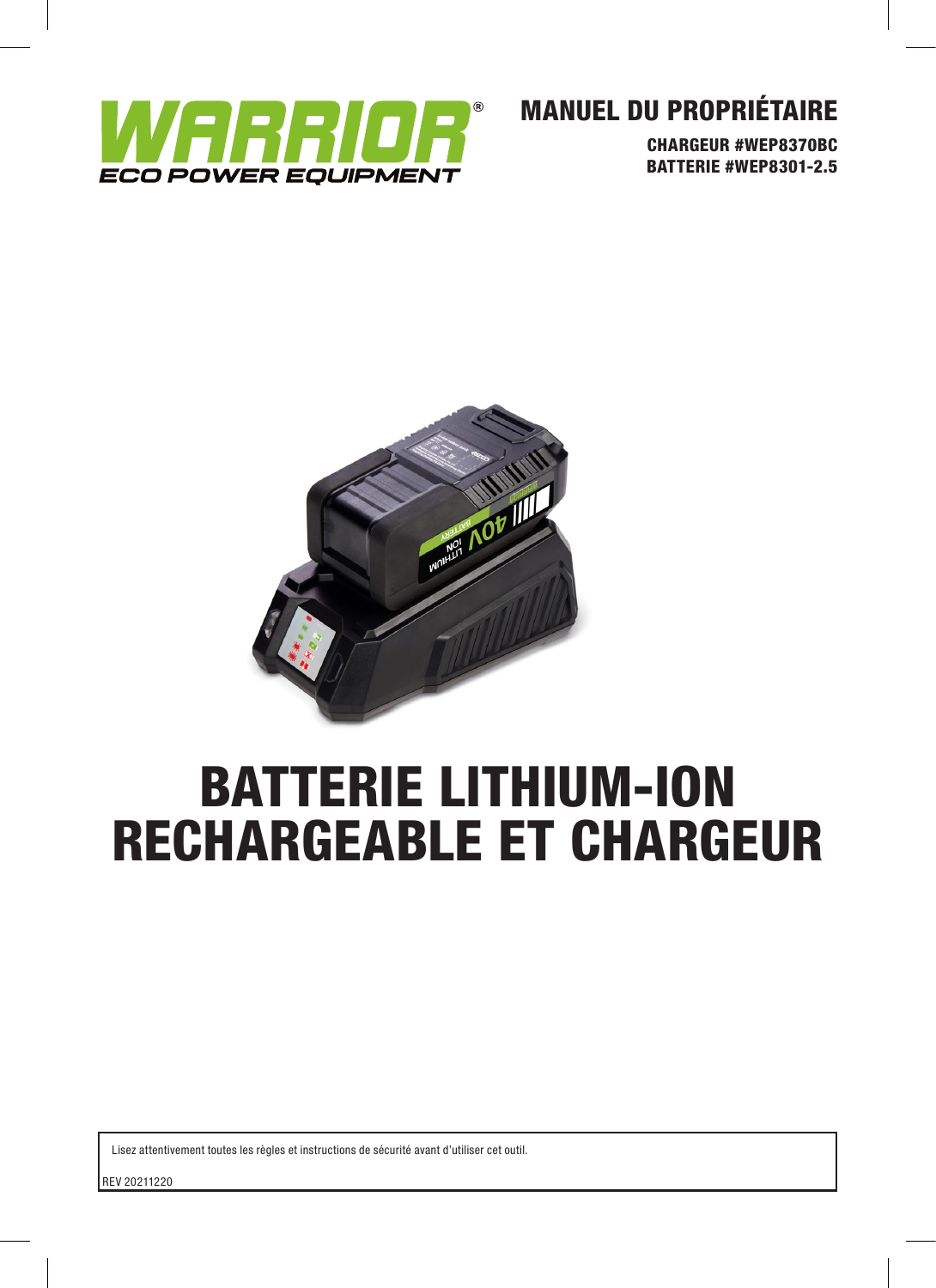WARRIOR®
ECO POWER EQUIPMENT

# MANUEL DU PROPRIÉTAIRE

**CHARGEUR #WEP8370BC**
**BATTERIE #WEP8301-2.5**

# BATTERIE LITHIUM-ION RECHARGEABLE ET CHARGEUR

Lisez attentivement toutes les règles et instructions de sécurité avant d'utiliser cet outil.

REV 20211220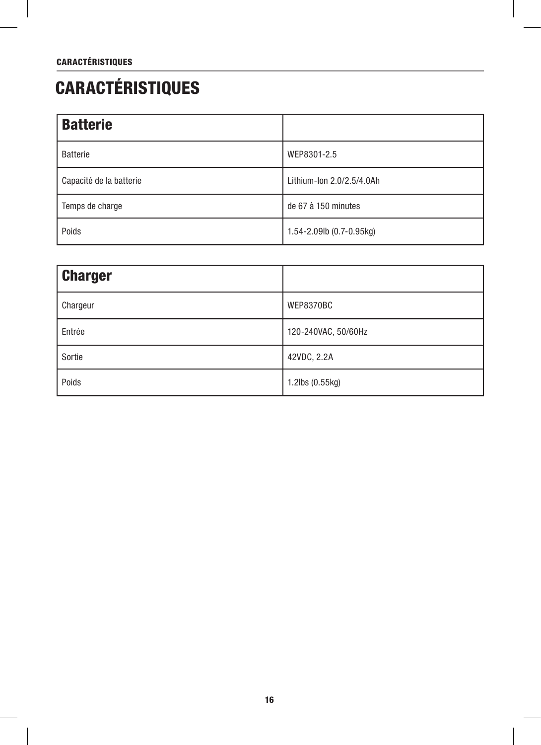# CARACTÉRISTIQUES

| Batterie | |
|---|---|
| Batterie | WEP8301-2.5 |
| Capacité de la batterie | Lithium-Ion 2.0/2.5/4.0Ah |
| Temps de charge | de 67 à 150 minutes |
| Poids | 1.54-2.09lb (0.7-0.95kg) |

| Charger | |
|---|---|
| Chargeur | WEP8370BC |
| Entrée | 120-240VAC, 50/60Hz |
| Sortie | 42VDC, 2.2A |
| Poids | 1.2lbs (0.55kg) |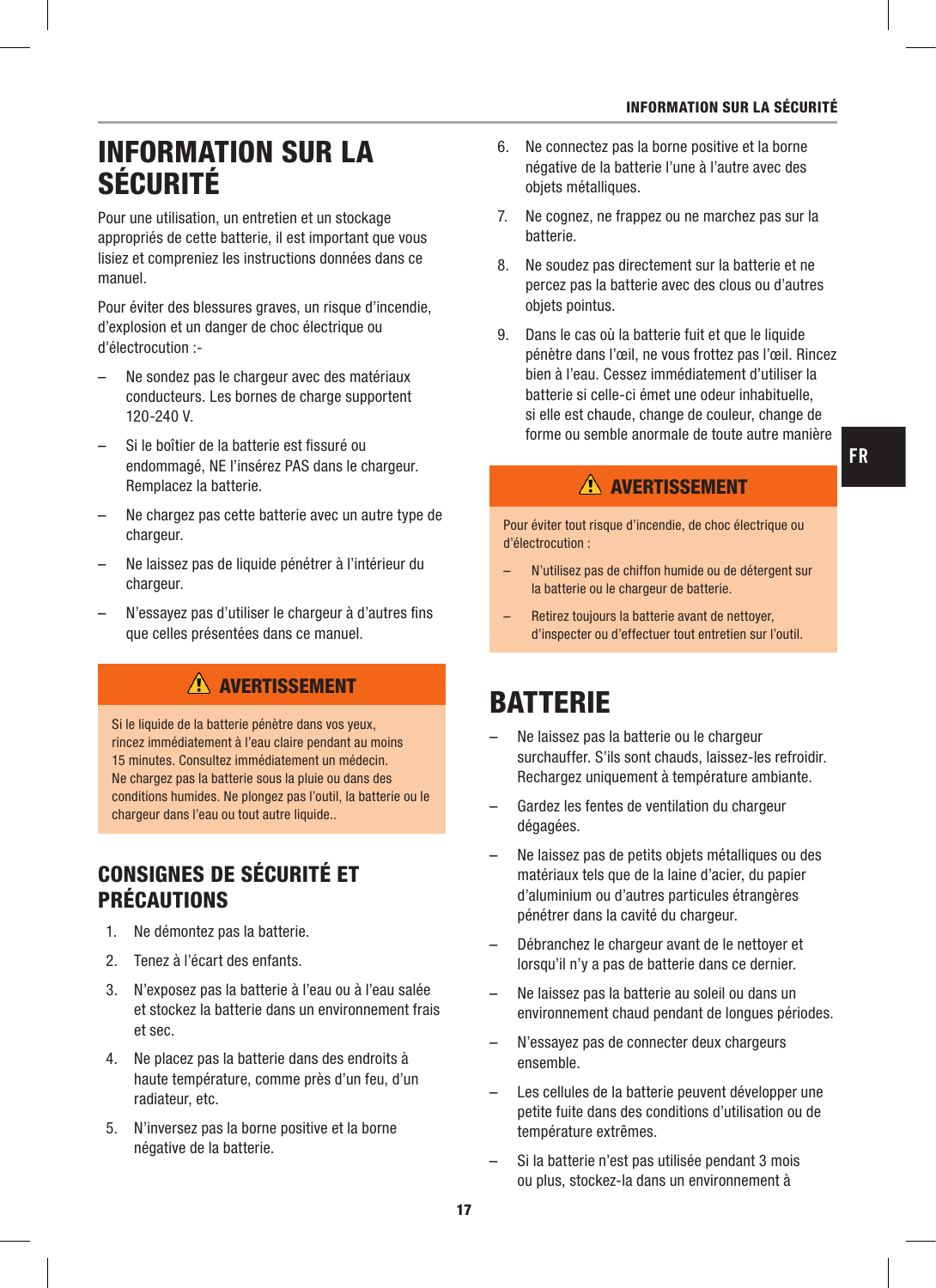# INFORMATION SUR LA SÉCURITÉ

Pour une utilisation, un entretien et un stockage appropriés de cette batterie, il est important que vous lisiez et compreniez les instructions données dans ce manuel.

Pour éviter des blessures graves, un risque d'incendie, d'explosion et un danger de choc électrique ou d'électrocution :-

– Ne sondez pas le chargeur avec des matériaux conducteurs. Les bornes de charge supportent 120-240 V.

– Si le boîtier de la batterie est fissuré ou endommagé, NE l'insérez PAS dans le chargeur. Remplacez la batterie.

– Ne chargez pas cette batterie avec un autre type de chargeur.

– Ne laissez pas de liquide pénétrer à l'intérieur du chargeur.

– N'essayez pas d'utiliser le chargeur à d'autres fins que celles présentées dans ce manuel.

> ⚠ **AVERTISSEMENT**
>
> Si le liquide de la batterie pénètre dans vos yeux, rincez immédiatement à l'eau claire pendant au moins 15 minutes. Consultez immédiatement un médecin. Ne chargez pas la batterie sous la pluie ou dans des conditions humides. Ne plongez pas l'outil, la batterie ou le chargeur dans l'eau ou tout autre liquide..

## CONSIGNES DE SÉCURITÉ ET PRÉCAUTIONS

1. Ne démontez pas la batterie.
2. Tenez à l'écart des enfants.
3. N'exposez pas la batterie à l'eau ou à l'eau salée et stockez la batterie dans un environnement frais et sec.
4. Ne placez pas la batterie dans des endroits à haute température, comme près d'un feu, d'un radiateur, etc.
5. N'inversez pas la borne positive et la borne négative de la batterie.
6. Ne connectez pas la borne positive et la borne négative de la batterie l'une à l'autre avec des objets métalliques.
7. Ne cognez, ne frappez ou ne marchez pas sur la batterie.
8. Ne soudez pas directement sur la batterie et ne percez pas la batterie avec des clous ou d'autres objets pointus.
9. Dans le cas où la batterie fuit et que le liquide pénètre dans l'œil, ne vous frottez pas l'œil. Rincez bien à l'eau. Cessez immédiatement d'utiliser la batterie si celle-ci émet une odeur inhabituelle, si elle est chaude, change de couleur, change de forme ou semble anormale de toute autre manière

> ⚠ **AVERTISSEMENT**
>
> Pour éviter tout risque d'incendie, de choc électrique ou d'électrocution :
>
> – N'utilisez pas de chiffon humide ou de détergent sur la batterie ou le chargeur de batterie.
>
> – Retirez toujours la batterie avant de nettoyer, d'inspecter ou d'effectuer tout entretien sur l'outil.

# BATTERIE

– Ne laissez pas la batterie ou le chargeur surchauffer. S'ils sont chauds, laissez-les refroidir. Rechargez uniquement à température ambiante.

– Gardez les fentes de ventilation du chargeur dégagées.

– Ne laissez pas de petits objets métalliques ou des matériaux tels que de la laine d'acier, du papier d'aluminium ou d'autres particules étrangères pénétrer dans la cavité du chargeur.

– Débranchez le chargeur avant de le nettoyer et lorsqu'il n'y a pas de batterie dans ce dernier.

– Ne laissez pas la batterie au soleil ou dans un environnement chaud pendant de longues périodes.

– N'essayez pas de connecter deux chargeurs ensemble.

– Les cellules de la batterie peuvent développer une petite fuite dans des conditions d'utilisation ou de température extrêmes.

– Si la batterie n'est pas utilisée pendant 3 mois ou plus, stockez-la dans un environnement à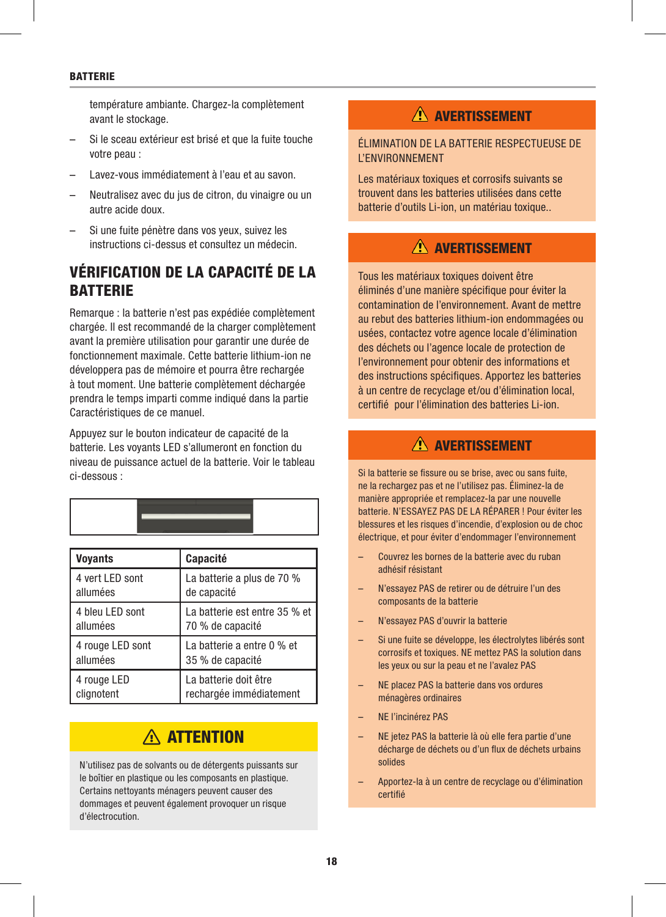température ambiante. Chargez-la complètement avant le stockage.

– Si le sceau extérieur est brisé et que la fuite touche votre peau :

– Lavez-vous immédiatement à l'eau et au savon.

– Neutralisez avec du jus de citron, du vinaigre ou un autre acide doux.

– Si une fuite pénètre dans vos yeux, suivez les instructions ci-dessus et consultez un médecin.

## VÉRIFICATION DE LA CAPACITÉ DE LA BATTERIE

Remarque : la batterie n'est pas expédiée complètement chargée. Il est recommandé de la charger complètement avant la première utilisation pour garantir une durée de fonctionnement maximale. Cette batterie lithium-ion ne développera pas de mémoire et pourra être rechargée à tout moment. Une batterie complètement déchargée prendra le temps imparti comme indiqué dans la partie Caractéristiques de ce manuel.

Appuyez sur le bouton indicateur de capacité de la batterie. Les voyants LED s'allumeront en fonction du niveau de puissance actuel de la batterie. Voir le tableau ci-dessous :

| Voyants | Capacité |
|---|---|
| 4 vert LED sont allumées | La batterie a plus de 70 % de capacité |
| 4 bleu LED sont allumées | La batterie est entre 35 % et 70 % de capacité |
| 4 rouge LED sont allumées | La batterie a entre 0 % et 35 % de capacité |
| 4 rouge LED clignotent | La batterie doit être rechargée immédiatement |

**⚠ ATTENTION**

N'utilisez pas de solvants ou de détergents puissants sur le boîtier en plastique ou les composants en plastique. Certains nettoyants ménagers peuvent causer des dommages et peuvent également provoquer un risque d'électrocution.

**⚠ AVERTISSEMENT**

ÉLIMINATION DE LA BATTERIE RESPECTUEUSE DE L'ENVIRONNEMENT

Les matériaux toxiques et corrosifs suivants se trouvent dans les batteries utilisées dans cette batterie d'outils Li-ion, un matériau toxique..

**⚠ AVERTISSEMENT**

Tous les matériaux toxiques doivent être éliminés d'une manière spécifique pour éviter la contamination de l'environnement. Avant de mettre au rebut des batteries lithium-ion endommagées ou usées, contactez votre agence locale d'élimination des déchets ou l'agence locale de protection de l'environnement pour obtenir des informations et des instructions spécifiques. Apportez les batteries à un centre de recyclage et/ou d'élimination local, certifié pour l'élimination des batteries Li-ion.

**⚠ AVERTISSEMENT**

Si la batterie se fissure ou se brise, avec ou sans fuite, ne la rechargez pas et ne l'utilisez pas. Éliminez-la de manière appropriée et remplacez-la par une nouvelle batterie. N'ESSAYEZ PAS DE LA RÉPARER ! Pour éviter les blessures et les risques d'incendie, d'explosion ou de choc électrique, et pour éviter d'endommager l'environnement

– Couvrez les bornes de la batterie avec du ruban adhésif résistant

– N'essayez PAS de retirer ou de détruire l'un des composants de la batterie

– N'essayez PAS d'ouvrir la batterie

– Si une fuite se développe, les électrolytes libérés sont corrosifs et toxiques. NE mettez PAS la solution dans les yeux ou sur la peau et ne l'avalez PAS

– NE placez PAS la batterie dans vos ordures ménagères ordinaires

– NE l'incinérez PAS

– NE jetez PAS la batterie là où elle fera partie d'une décharge de déchets ou d'un flux de déchets urbains solides

– Apportez-la à un centre de recyclage ou d'élimination certifié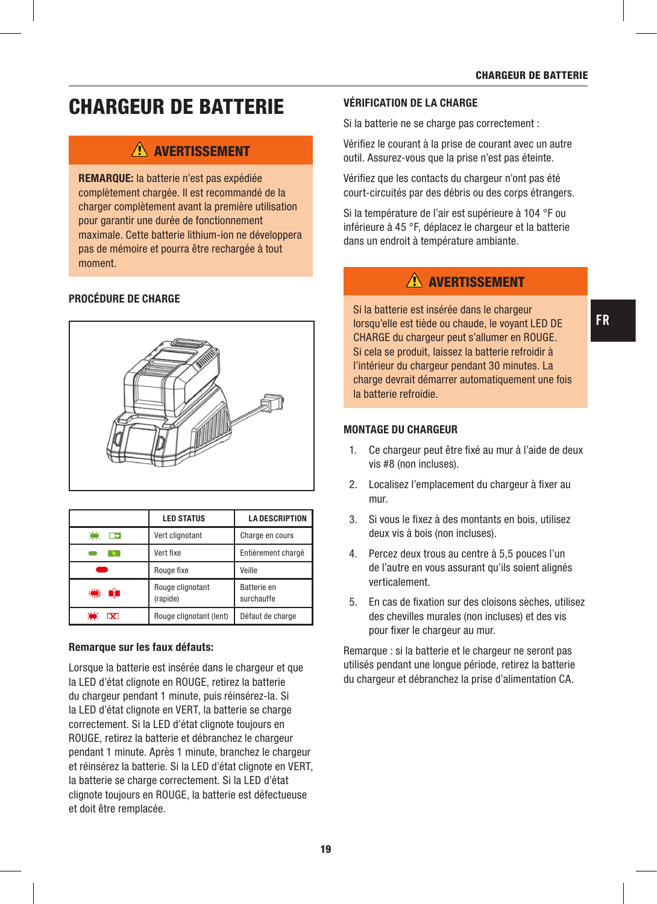# CHARGEUR DE BATTERIE

## ⚠ AVERTISSEMENT

**REMARQUE:** la batterie n'est pas expédiée complètement chargée. Il est recommandé de la charger complètement avant la première utilisation pour garantir une durée de fonctionnement maximale. Cette batterie lithium-ion ne développera pas de mémoire et pourra être rechargée à tout moment.

### PROCÉDURE DE CHARGE

| | LED STATUS | LA DESCRIPTION |
|---|---|---|
| | Vert clignotant | Charge en cours |
| | Vert fixe | Entièrement chargé |
| | Rouge fixe | Veille |
| | Rouge clignotant (rapide) | Batterie en surchauffe |
| | Rouge clignotant (lent) | Défaut de charge |

**Remarque sur les faux défauts:**

Lorsque la batterie est insérée dans le chargeur et que la LED d'état clignote en ROUGE, retirez la batterie du chargeur pendant 1 minute, puis réinsérez-la. Si la LED d'état clignote en VERT, la batterie se charge correctement. Si la LED d'état clignote toujours en ROUGE, retirez la batterie et débranchez le chargeur pendant 1 minute. Après 1 minute, branchez le chargeur et réinsérez la batterie. Si la LED d'état clignote en VERT, la batterie se charge correctement. Si la LED d'état clignote toujours en ROUGE, la batterie est défectueuse et doit être remplacée.

### VÉRIFICATION DE LA CHARGE

Si la batterie ne se charge pas correctement :

Vérifiez le courant à la prise de courant avec un autre outil. Assurez-vous que la prise n'est pas éteinte.

Vérifiez que les contacts du chargeur n'ont pas été court-circuités par des débris ou des corps étrangers.

Si la température de l'air est supérieure à 104 °F ou inférieure à 45 °F, déplacez le chargeur et la batterie dans un endroit à température ambiante.

## ⚠ AVERTISSEMENT

Si la batterie est insérée dans le chargeur lorsqu'elle est tiède ou chaude, le voyant LED DE CHARGE du chargeur peut s'allumer en ROUGE. Si cela se produit, laissez la batterie refroidir à l'intérieur du chargeur pendant 30 minutes. La charge devrait démarrer automatiquement une fois la batterie refroidie.

### MONTAGE DU CHARGEUR

1. Ce chargeur peut être fixé au mur à l'aide de deux vis #8 (non incluses).
2. Localisez l'emplacement du chargeur à fixer au mur.
3. Si vous le fixez à des montants en bois, utilisez deux vis à bois (non incluses).
4. Percez deux trous au centre à 5,5 pouces l'un de l'autre en vous assurant qu'ils soient alignés verticalement.
5. En cas de fixation sur des cloisons sèches, utilisez des chevilles murales (non incluses) et des vis pour fixer le chargeur au mur.

Remarque : si la batterie et le chargeur ne seront pas utilisés pendant une longue période, retirez la batterie du chargeur et débranchez la prise d'alimentation CA.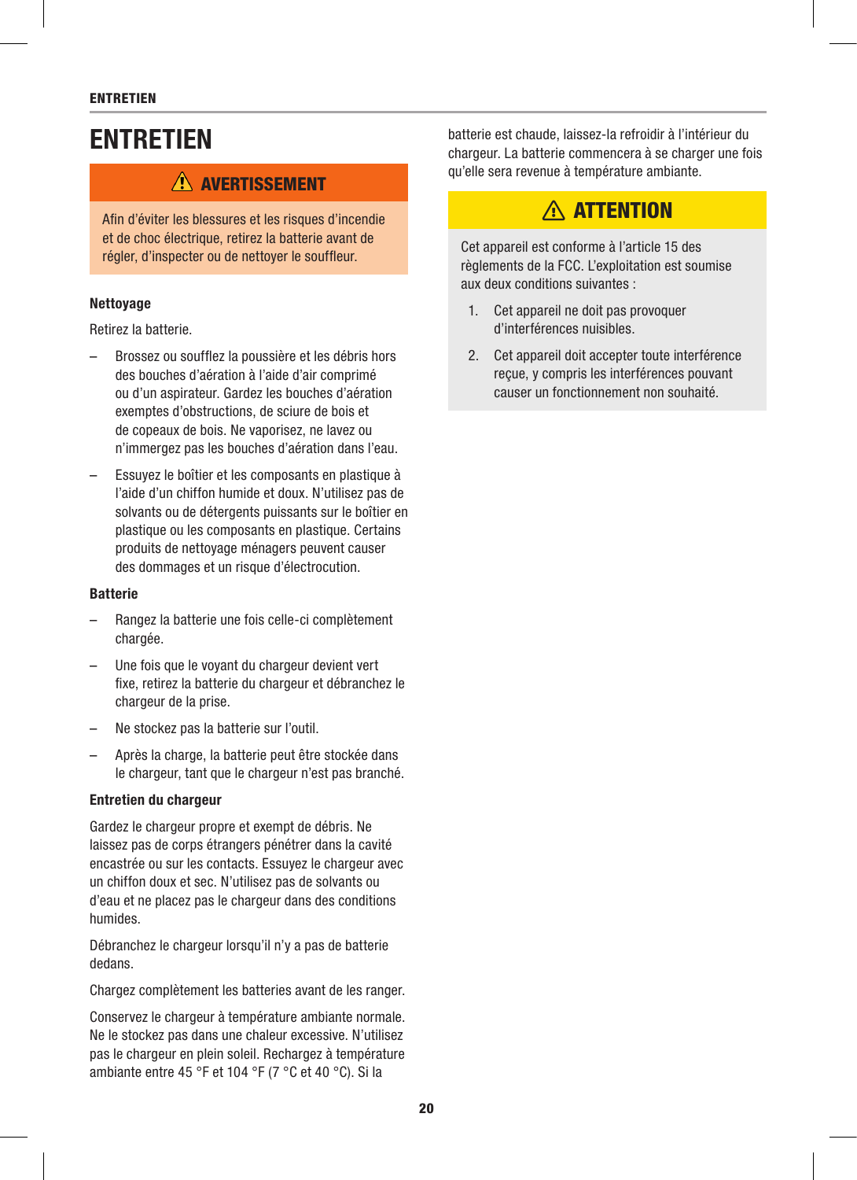# ENTRETIEN

**⚠ AVERTISSEMENT**

Afin d’éviter les blessures et les risques d’incendie et de choc électrique, retirez la batterie avant de régler, d’inspecter ou de nettoyer le souffleur.

**Nettoyage**

Retirez la batterie.

– Brossez ou soufflez la poussière et les débris hors des bouches d’aération à l’aide d’air comprimé ou d’un aspirateur. Gardez les bouches d’aération exemptes d’obstructions, de sciure de bois et de copeaux de bois. Ne vaporisez, ne lavez ou n’immergez pas les bouches d’aération dans l’eau.

– Essuyez le boîtier et les composants en plastique à l’aide d’un chiffon humide et doux. N’utilisez pas de solvants ou de détergents puissants sur le boîtier en plastique ou les composants en plastique. Certains produits de nettoyage ménagers peuvent causer des dommages et un risque d’électrocution.

**Batterie**

– Rangez la batterie une fois celle-ci complètement chargée.

– Une fois que le voyant du chargeur devient vert fixe, retirez la batterie du chargeur et débranchez le chargeur de la prise.

– Ne stockez pas la batterie sur l’outil.

– Après la charge, la batterie peut être stockée dans le chargeur, tant que le chargeur n’est pas branché.

**Entretien du chargeur**

Gardez le chargeur propre et exempt de débris. Ne laissez pas de corps étrangers pénétrer dans la cavité encastrée ou sur les contacts. Essuyez le chargeur avec un chiffon doux et sec. N’utilisez pas de solvants ou d’eau et ne placez pas le chargeur dans des conditions humides.

Débranchez le chargeur lorsqu’il n’y a pas de batterie dedans.

Chargez complètement les batteries avant de les ranger.

Conservez le chargeur à température ambiante normale. Ne le stockez pas dans une chaleur excessive. N’utilisez pas le chargeur en plein soleil. Rechargez à température ambiante entre 45 °F et 104 °F (7 °C et 40 °C). Si la batterie est chaude, laissez-la refroidir à l’intérieur du chargeur. La batterie commencera à se charger une fois qu’elle sera revenue à température ambiante.

**⚠ ATTENTION**

Cet appareil est conforme à l’article 15 des règlements de la FCC. L’exploitation est soumise aux deux conditions suivantes :

1. Cet appareil ne doit pas provoquer d’interférences nuisibles.
2. Cet appareil doit accepter toute interférence reçue, y compris les interférences pouvant causer un fonctionnement non souhaité.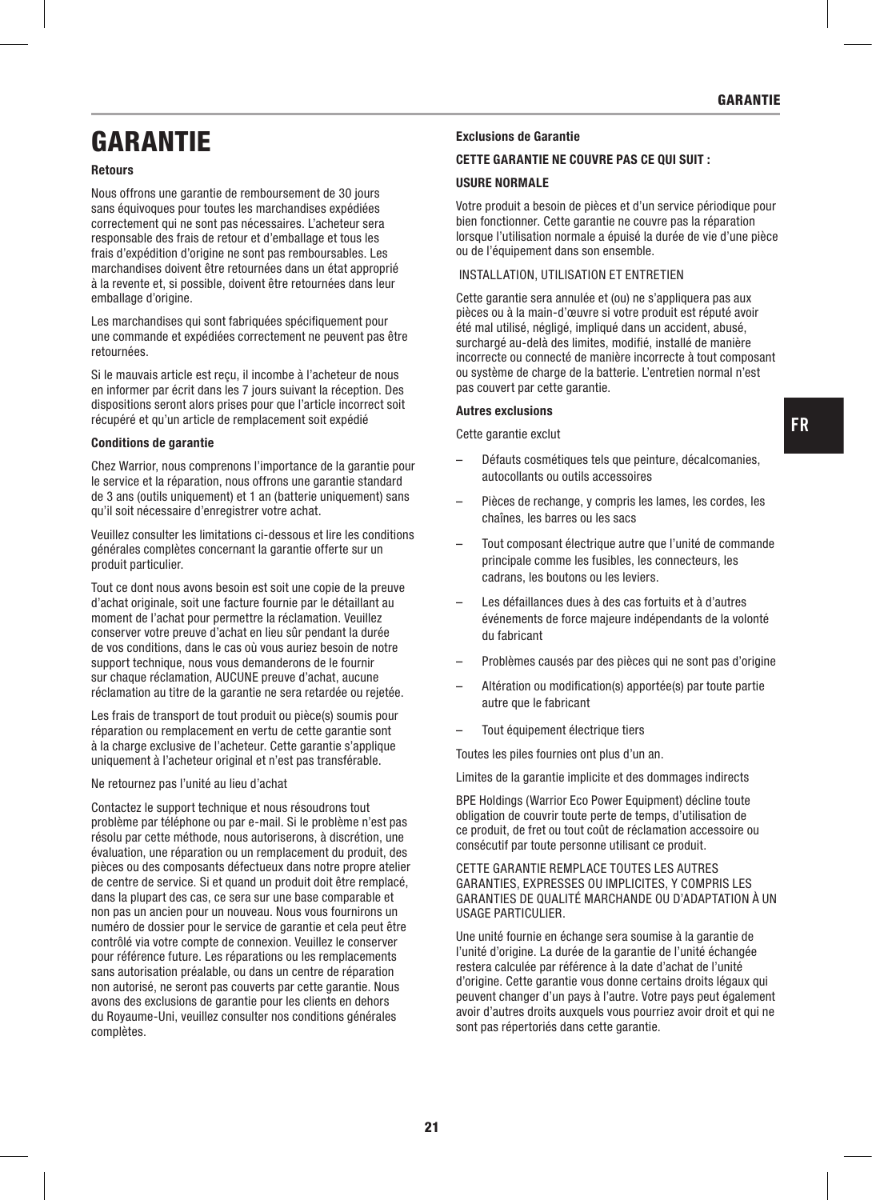# GARANTIE

**Retours**

Nous offrons une garantie de remboursement de 30 jours sans équivoques pour toutes les marchandises expédiées correctement qui ne sont pas nécessaires. L'acheteur sera responsable des frais de retour et d'emballage et tous les frais d'expédition d'origine ne sont pas remboursables. Les marchandises doivent être retournées dans un état approprié à la revente et, si possible, doivent être retournées dans leur emballage d'origine.

Les marchandises qui sont fabriquées spécifiquement pour une commande et expédiées correctement ne peuvent pas être retournées.

Si le mauvais article est reçu, il incombe à l'acheteur de nous en informer par écrit dans les 7 jours suivant la réception. Des dispositions seront alors prises pour que l'article incorrect soit récupéré et qu'un article de remplacement soit expédié

**Conditions de garantie**

Chez Warrior, nous comprenons l'importance de la garantie pour le service et la réparation, nous offrons une garantie standard de 3 ans (outils uniquement) et 1 an (batterie uniquement) sans qu'il soit nécessaire d'enregistrer votre achat.

Veuillez consulter les limitations ci-dessous et lire les conditions générales complètes concernant la garantie offerte sur un produit particulier.

Tout ce dont nous avons besoin est soit une copie de la preuve d'achat originale, soit une facture fournie par le détaillant au moment de l'achat pour permettre la réclamation. Veuillez conserver votre preuve d'achat en lieu sûr pendant la durée de vos conditions, dans le cas où vous auriez besoin de notre support technique, nous vous demanderons de le fournir sur chaque réclamation, AUCUNE preuve d'achat, aucune réclamation au titre de la garantie ne sera retardée ou rejetée.

Les frais de transport de tout produit ou pièce(s) soumis pour réparation ou remplacement en vertu de cette garantie sont à la charge exclusive de l'acheteur. Cette garantie s'applique uniquement à l'acheteur original et n'est pas transférable.

Ne retournez pas l'unité au lieu d'achat

Contactez le support technique et nous résoudrons tout problème par téléphone ou par e-mail. Si le problème n'est pas résolu par cette méthode, nous autoriserons, à discrétion, une évaluation, une réparation ou un remplacement du produit, des pièces ou des composants défectueux dans notre propre atelier de centre de service. Si et quand un produit doit être remplacé, dans la plupart des cas, ce sera sur une base comparable et non pas un ancien pour un nouveau. Nous vous fournirons un numéro de dossier pour le service de garantie et cela peut être contrôlé via votre compte de connexion. Veuillez le conserver pour référence future. Les réparations ou les remplacements sans autorisation préalable, ou dans un centre de réparation non autorisé, ne seront pas couverts par cette garantie. Nous avons des exclusions de garantie pour les clients en dehors du Royaume-Uni, veuillez consulter nos conditions générales complètes.

**Exclusions de Garantie**

**CETTE GARANTIE NE COUVRE PAS CE QUI SUIT :**

**USURE NORMALE**

Votre produit a besoin de pièces et d'un service périodique pour bien fonctionner. Cette garantie ne couvre pas la réparation lorsque l'utilisation normale a épuisé la durée de vie d'une pièce ou de l'équipement dans son ensemble.

INSTALLATION, UTILISATION ET ENTRETIEN

Cette garantie sera annulée et (ou) ne s'appliquera pas aux pièces ou à la main-d'œuvre si votre produit est réputé avoir été mal utilisé, négligé, impliqué dans un accident, abusé, surchargé au-delà des limites, modifié, installé de manière incorrecte ou connecté de manière incorrecte à tout composant ou système de charge de la batterie. L'entretien normal n'est pas couvert par cette garantie.

**Autres exclusions**

Cette garantie exclut

- Défauts cosmétiques tels que peinture, décalcomanies, autocollants ou outils accessoires
- Pièces de rechange, y compris les lames, les cordes, les chaînes, les barres ou les sacs
- Tout composant électrique autre que l'unité de commande principale comme les fusibles, les connecteurs, les cadrans, les boutons ou les leviers.
- Les défaillances dues à des cas fortuits et à d'autres événements de force majeure indépendants de la volonté du fabricant
- Problèmes causés par des pièces qui ne sont pas d'origine
- Altération ou modification(s) apportée(s) par toute partie autre que le fabricant
- Tout équipement électrique tiers

Toutes les piles fournies ont plus d'un an.

Limites de la garantie implicite et des dommages indirects

BPE Holdings (Warrior Eco Power Equipment) décline toute obligation de couvrir toute perte de temps, d'utilisation de ce produit, de fret ou tout coût de réclamation accessoire ou consécutif par toute personne utilisant ce produit.

CETTE GARANTIE REMPLACE TOUTES LES AUTRES GARANTIES, EXPRESSES OU IMPLICITES, Y COMPRIS LES GARANTIES DE QUALITÉ MARCHANDE OU D'ADAPTATION À UN USAGE PARTICULIER.

Une unité fournie en échange sera soumise à la garantie de l'unité d'origine. La durée de la garantie de l'unité échangée restera calculée par référence à la date d'achat de l'unité d'origine. Cette garantie vous donne certains droits légaux qui peuvent changer d'un pays à l'autre. Votre pays peut également avoir d'autres droits auxquels vous pourriez avoir droit et qui ne sont pas répertoriés dans cette garantie.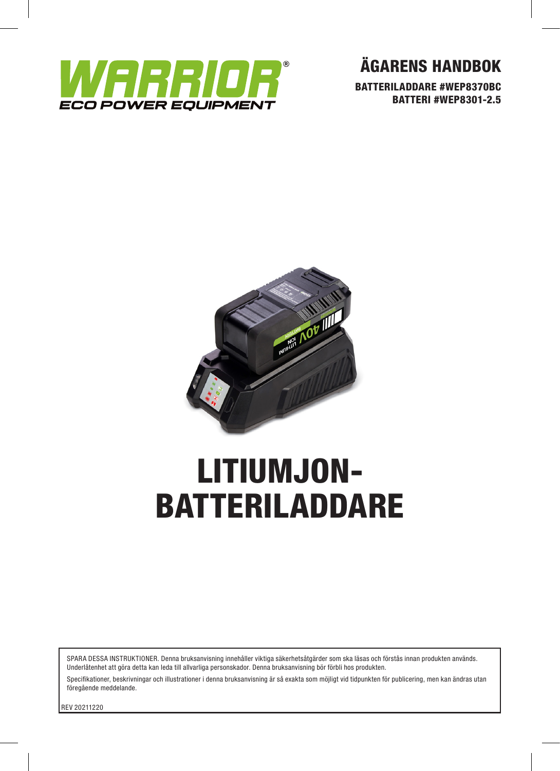# ÄGARENS HANDBOK

**BATTERILADDARE #WEP8370BC**
**BATTERI #WEP8301-2.5**

# LITIUMJON-BATTERILADDARE

SPARA DESSA INSTRUKTIONER. Denna bruksanvisning innehåller viktiga säkerhetsåtgärder som ska läsas och förstås innan produkten används. Underlåtenhet att göra detta kan leda till allvarliga personskador. Denna bruksanvisning bör förbli hos produkten.

Specifikationer, beskrivningar och illustrationer i denna bruksanvisning är så exakta som möjligt vid tidpunkten för publicering, men kan ändras utan föregående meddelande.

REV 20211220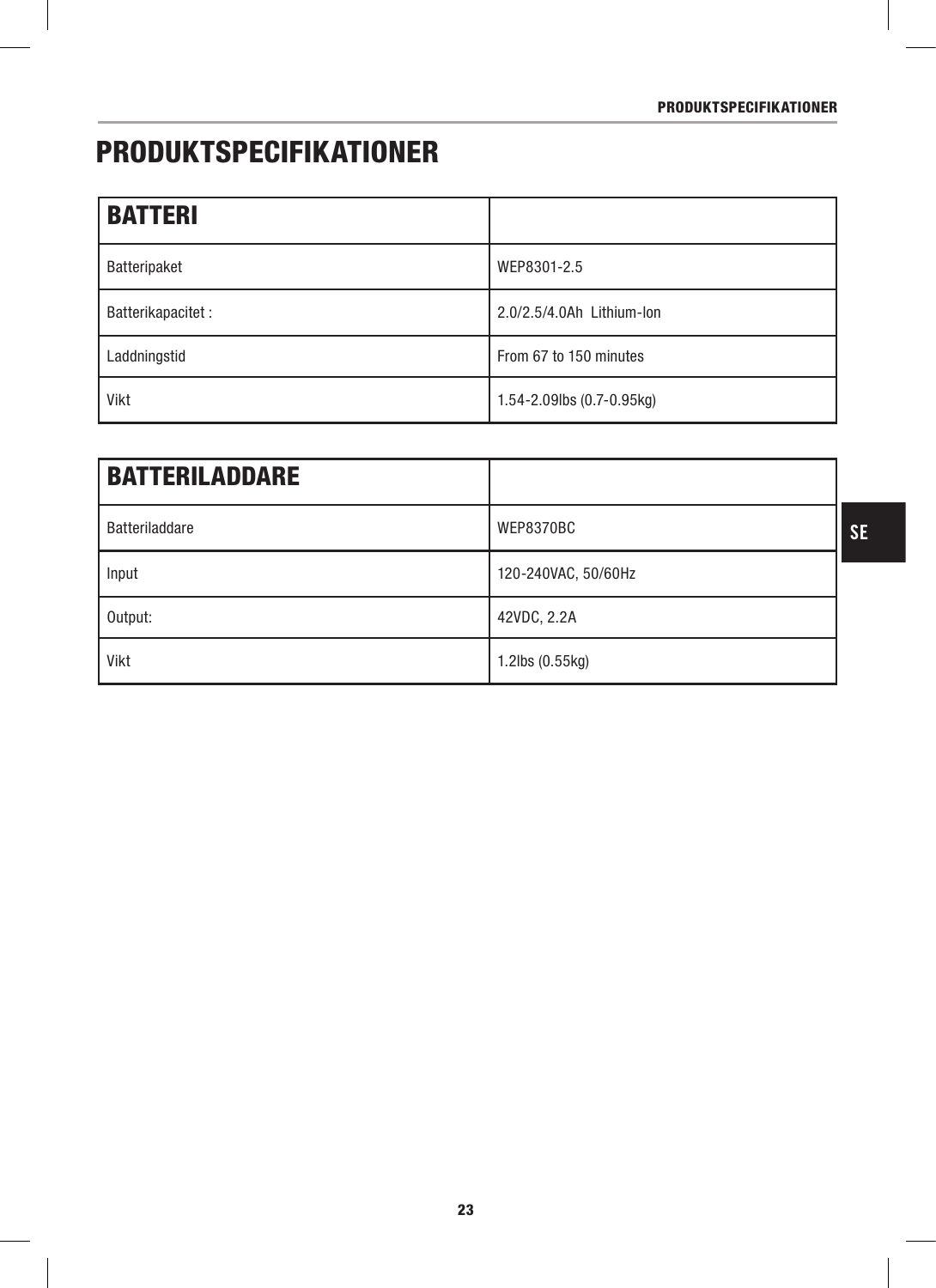# PRODUKTSPECIFIKATIONER

| BATTERI | |
|---|---|
| Batteripaket | WEP8301-2.5 |
| Batterikapacitet : | 2.0/2.5/4.0Ah  Lithium-Ion |
| Laddningstid | From 67 to 150 minutes |
| Vikt | 1.54-2.09lbs (0.7-0.95kg) |

| BATTERILADDARE | |
|---|---|
| Batteriladdare | WEP8370BC |
| Input | 120-240VAC, 50/60Hz |
| Output: | 42VDC, 2.2A |
| Vikt | 1.2lbs (0.55kg) |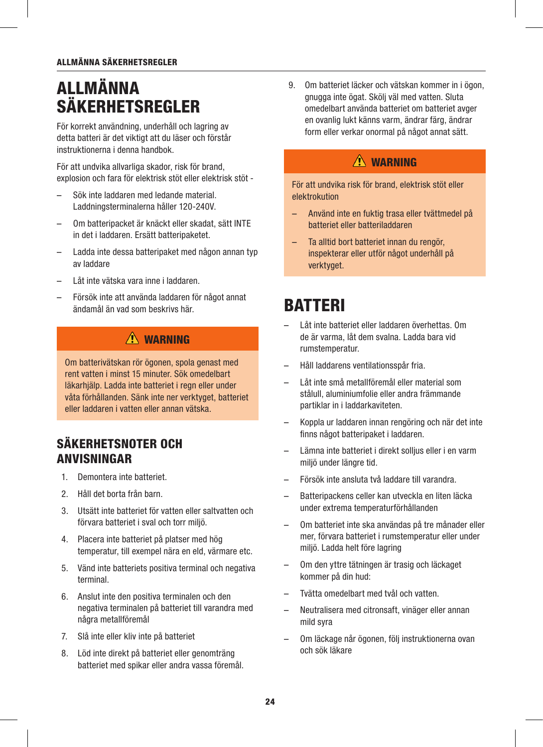# ALLMÄNNA SÄKERHETSREGLER

För korrekt användning, underhåll och lagring av detta batteri är det viktigt att du läser och förstår instruktionerna i denna handbok.

För att undvika allvarliga skador, risk för brand, explosion och fara för elektrisk stöt eller elektrisk stöt -

- Sök inte laddaren med ledande material. Laddningsterminalerna håller 120-240V.
- Om batteripacket är knäckt eller skadat, sätt INTE in det i laddaren. Ersätt batteripaketet.
- Ladda inte dessa batteripaket med någon annan typ av laddare
- Låt inte vätska vara inne i laddaren.
- Försök inte att använda laddaren för något annat ändamål än vad som beskrivs här.

> ⚠ **WARNING**
>
> Om batterivätskan rör ögonen, spola genast med rent vatten i minst 15 minuter. Sök omedelbart läkarhjälp. Ladda inte batteriet i regn eller under våta förhållanden. Sänk inte ner verktyget, batteriet eller laddaren i vatten eller annan vätska.

## SÄKERHETSNOTER OCH ANVISNINGAR

1. Demontera inte batteriet.
2. Håll det borta från barn.
3. Utsätt inte batteriet för vatten eller saltvatten och förvara batteriet i sval och torr miljö.
4. Placera inte batteriet på platser med hög temperatur, till exempel nära en eld, värmare etc.
5. Vänd inte batteriets positiva terminal och negativa terminal.
6. Anslut inte den positiva terminalen och den negativa terminalen på batteriet till varandra med några metallföremål
7. Slå inte eller kliv inte på batteriet
8. Löd inte direkt på batteriet eller genomträng batteriet med spikar eller andra vassa föremål.
9. Om batteriet läcker och vätskan kommer in i ögon, gnugga inte ögat. Skölj väl med vatten. Sluta omedelbart använda batteriet om batteriet avger en ovanlig lukt känns varm, ändrar färg, ändrar form eller verkar onormal på något annat sätt.

> ⚠ **WARNING**
>
> För att undvika risk för brand, elektrisk stöt eller elektrokution
>
> - Använd inte en fuktig trasa eller tvättmedel på batteriet eller batteriladdaren
> - Ta alltid bort batteriet innan du rengör, inspekterar eller utför något underhåll på verktyget.

# BATTERI

- Låt inte batteriet eller laddaren överhettas. Om de är varma, låt dem svalna. Ladda bara vid rumstemperatur.
- Håll laddarens ventilationsspår fria.
- Låt inte små metallföremål eller material som stålull, aluminiumfolie eller andra främmande partiklar in i laddarkaviteten.
- Koppla ur laddaren innan rengöring och när det inte finns något batteripaket i laddaren.
- Lämna inte batteriet i direkt solljus eller i en varm miljö under längre tid.
- Försök inte ansluta två laddare till varandra.
- Batteripackens celler kan utveckla en liten läcka under extrema temperaturförhållanden
- Om batteriet inte ska användas på tre månader eller mer, förvara batteriet i rumstemperatur eller under miljö. Ladda helt före lagring
- Om den yttre tätningen är trasig och läckaget kommer på din hud:
- Tvätta omedelbart med tvål och vatten.
- Neutralisera med citronsaft, vinäger eller annan mild syra
- Om läckage når ögonen, följ instruktionerna ovan och sök läkare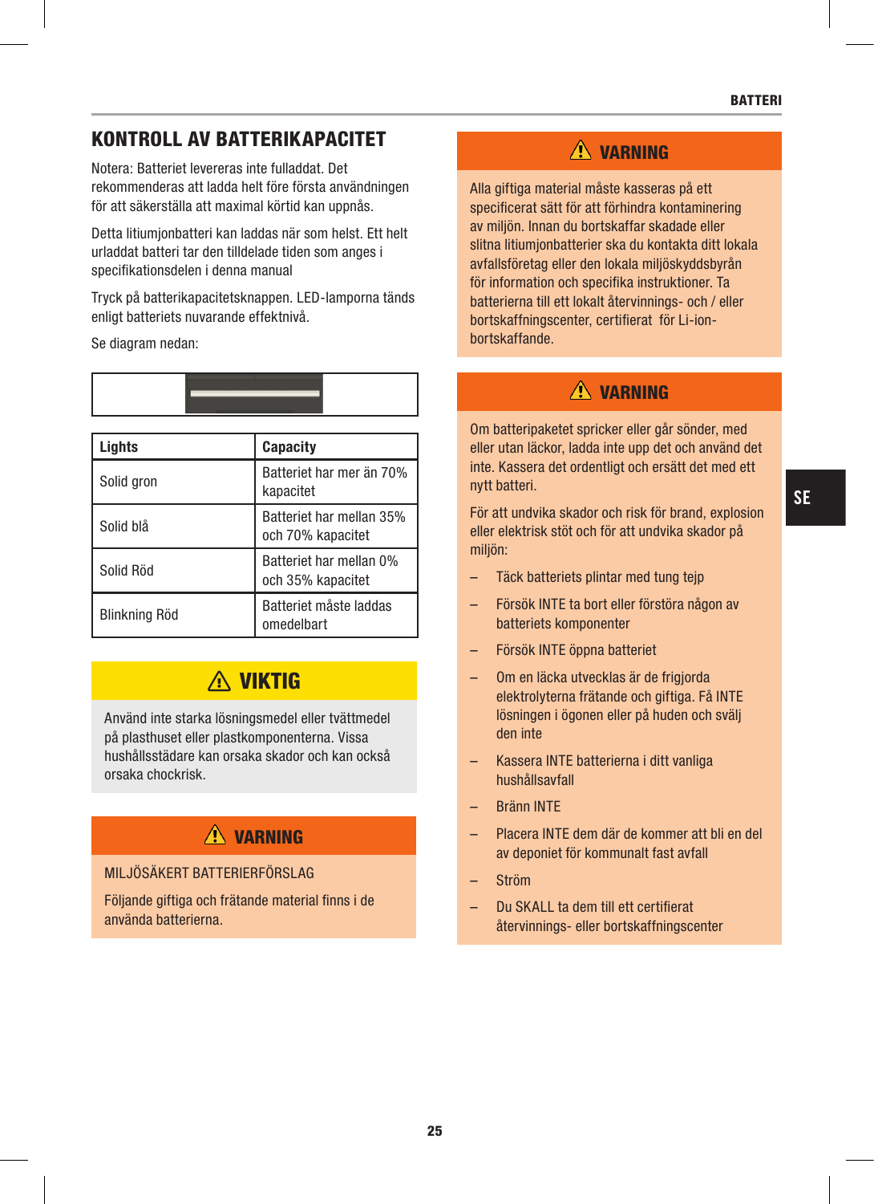## KONTROLL AV BATTERIKAPACITET

Notera: Batteriet levereras inte fulladdat. Det rekommenderas att ladda helt före första användningen för att säkerställa att maximal körtid kan uppnås.

Detta litiumjonbatteri kan laddas när som helst. Ett helt urladdat batteri tar den tilldelade tiden som anges i specifikationsdelen i denna manual

Tryck på batterikapacitetsknappen. LED-lamporna tänds enligt batteriets nuvarande effektnivå.

Se diagram nedan:

| Lights | Capacity |
|---|---|
| Solid gron | Batteriet har mer än 70% kapacitet |
| Solid blå | Batteriet har mellan 35% och 70% kapacitet |
| Solid Röd | Batteriet har mellan 0% och 35% kapacitet |
| Blinkning Röd | Batteriet måste laddas omedelbart |

### ⚠ VIKTIG

Använd inte starka lösningsmedel eller tvättmedel på plasthuset eller plastkomponenterna. Vissa hushållsstädare kan orsaka skador och kan också orsaka chockrisk.

### ⚠ VARNING

MILJÖSÄKERT BATTERIERFÖRSLAG

Följande giftiga och frätande material finns i de använda batterierna.

### ⚠ VARNING

Alla giftiga material måste kasseras på ett specificerat sätt för att förhindra kontaminering av miljön. Innan du bortskaffar skadade eller slitna litiumjonbatterier ska du kontakta ditt lokala avfallsföretag eller den lokala miljöskyddsbyrån för information och specifika instruktioner. Ta batterierna till ett lokalt återvinnings- och / eller bortskaffningscenter, certifierat för Li-ion-bortskaffande.

### ⚠ VARNING

Om batteripaketet spricker eller går sönder, med eller utan läckor, ladda inte upp det och använd det inte. Kassera det ordentligt och ersätt det med ett nytt batteri.

För att undvika skador och risk för brand, explosion eller elektrisk stöt och för att undvika skador på miljön:

- Täck batteriets plintar med tung tejp
- Försök INTE ta bort eller förstöra någon av batteriets komponenter
- Försök INTE öppna batteriet
- Om en läcka utvecklas är de frigjorda elektrolyterna frätande och giftiga. Få INTE lösningen i ögonen eller på huden och svälj den inte
- Kassera INTE batterierna i ditt vanliga hushållsavfall
- Bränn INTE
- Placera INTE dem där de kommer att bli en del av deponiet för kommunalt fast avfall
- Ström
- Du SKALL ta dem till ett certifierat återvinnings- eller bortskaffningscenter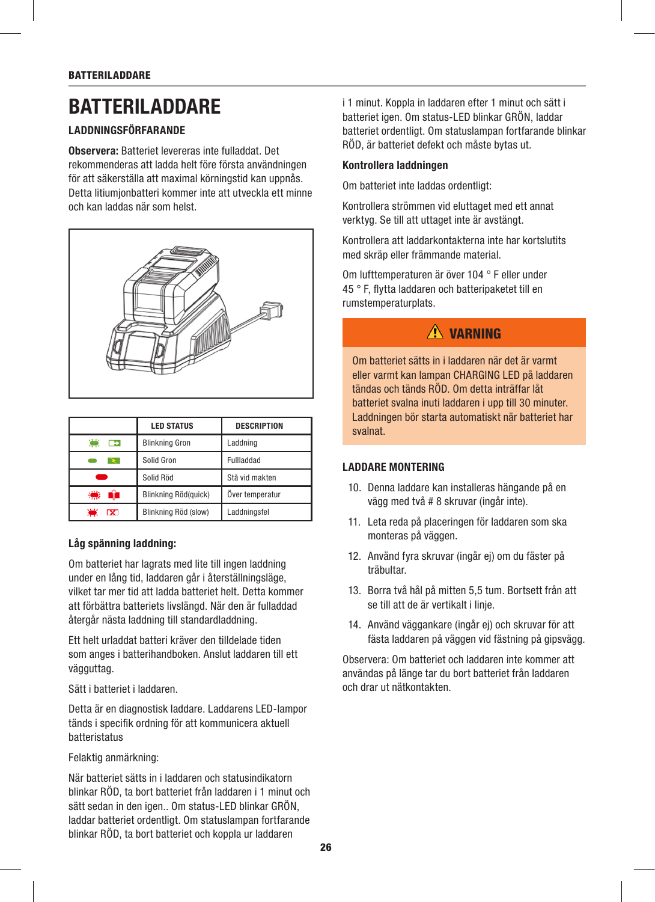# BATTERILADDARE

### LADDNINGSFÖRFARANDE

**Observera:** Batteriet levereras inte fulladdat. Det rekommenderas att ladda helt före första användningen för att säkerställa att maximal körningstid kan uppnås. Detta litiumjonbatteri kommer inte att utveckla ett minne och kan laddas när som helst.

| | LED STATUS | DESCRIPTION |
|---|---|---|
| | Blinkning Gron | Laddning |
| | Solid Gron | Fullladdad |
| | Solid Röd | Stå vid makten |
| | Blinkning Röd(quick) | Över temperatur |
| | Blinkning Röd (slow) | Laddningsfel |

**Låg spänning laddning:**

Om batteriet har lagrats med lite till ingen laddning under en lång tid, laddaren går i återställningsläge, vilket tar mer tid att ladda batteriet helt. Detta kommer att förbättra batteriets livslängd. När den är fulladdad återgår nästa laddning till standardladdning.

Ett helt urladdat batteri kräver den tilldelade tiden som anges i batterihandboken. Anslut laddaren till ett vägguttag.

Sätt i batteriet i laddaren.

Detta är en diagnostisk laddare. Laddarens LED-lampor tänds i specifik ordning för att kommunicera aktuell batteristatus

Felaktig anmärkning:

När batteriet sätts in i laddaren och statusindikatorn blinkar RÖD, ta bort batteriet från laddaren i 1 minut och sätt sedan in den igen.. Om status-LED blinkar GRÖN, laddar batteriet ordentligt. Om statuslampan fortfarande blinkar RÖD, ta bort batteriet och koppla ur laddaren i 1 minut. Koppla in laddaren efter 1 minut och sätt i batteriet igen. Om status-LED blinkar GRÖN, laddar batteriet ordentligt. Om statuslampan fortfarande blinkar RÖD, är batteriet defekt och måste bytas ut.

**Kontrollera laddningen**

Om batteriet inte laddas ordentligt:

Kontrollera strömmen vid eluttaget med ett annat verktyg. Se till att uttaget inte är avstängt.

Kontrollera att laddarkontakterna inte har kortslutits med skräp eller främmande material.

Om lufttemperaturen är över 104 ° F eller under 45 ° F, flytta laddaren och batteripaketet till en rumstemperaturplats.

**⚠ VARNING**

Om batteriet sätts in i laddaren när det är varmt eller varmt kan lampan CHARGING LED på laddaren tändas och tänds RÖD. Om detta inträffar låt batteriet svalna inuti laddaren i upp till 30 minuter. Laddningen bör starta automatiskt när batteriet har svalnat.

### LADDARE MONTERING

10. Denna laddare kan installeras hängande på en vägg med två # 8 skruvar (ingår inte).
11. Leta reda på placeringen för laddaren som ska monteras på väggen.
12. Använd fyra skruvar (ingår ej) om du fäster på träbultar.
13. Borra två hål på mitten 5,5 tum. Bortsett från att se till att de är vertikalt i linje.
14. Använd väggankare (ingår ej) och skruvar för att fästa laddaren på väggen vid fästning på gipsvägg.

Observera: Om batteriet och laddaren inte kommer att användas på länge tar du bort batteriet från laddaren och drar ut nätkontakten.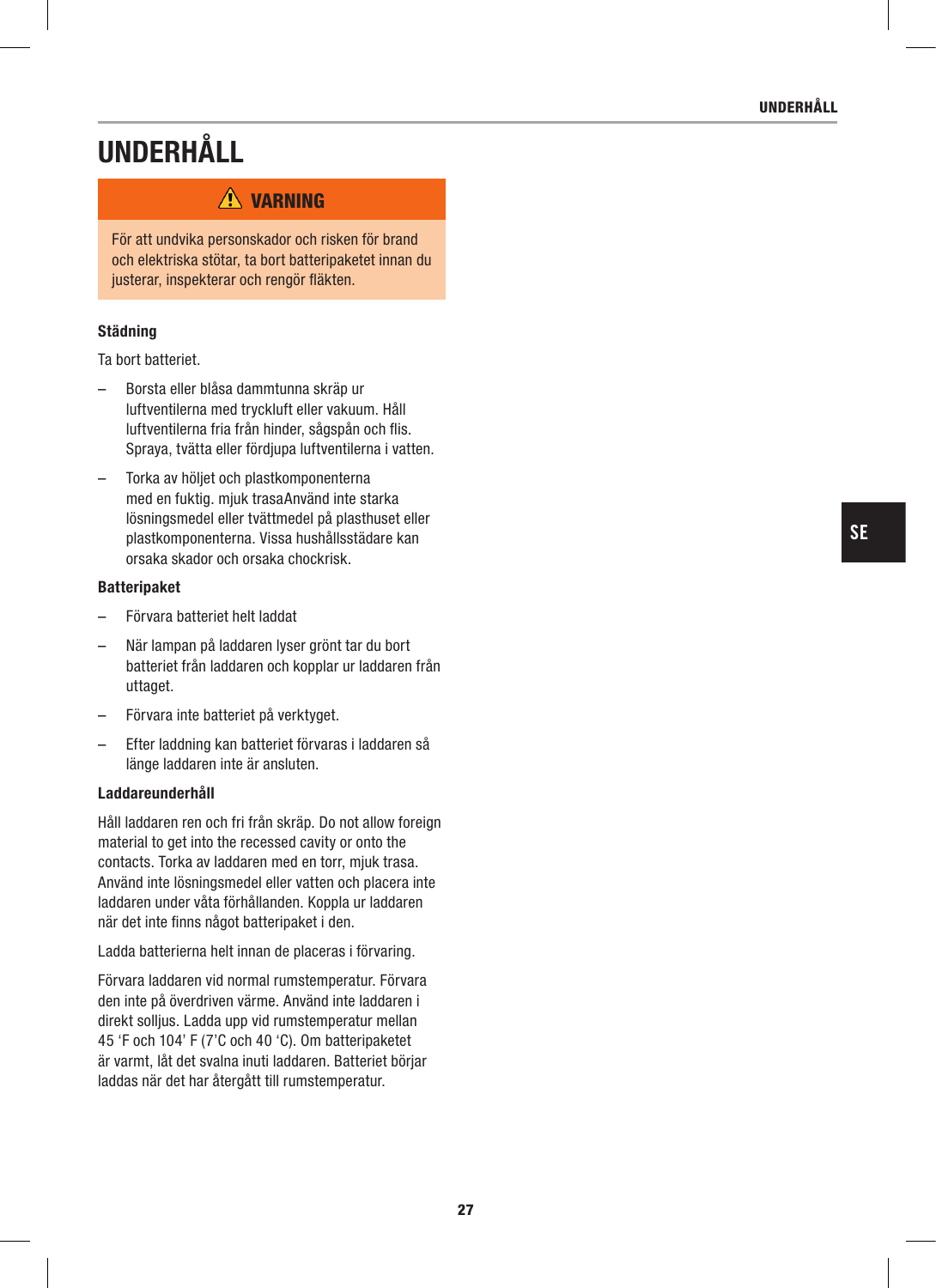# UNDERHÅLL

> ⚠ **VARNING**
>
> För att undvika personskador och risken för brand och elektriska stötar, ta bort batteripaketet innan du justerar, inspekterar och rengör fläkten.

**Städning**

Ta bort batteriet.

– Borsta eller blåsa dammtunna skräp ur luftventilerna med tryckluft eller vakuum. Håll luftventilerna fria från hinder, sågspån och flis. Spraya, tvätta eller fördjupa luftventilerna i vatten.

– Torka av höljet och plastkomponenterna med en fuktig. mjuk trasaAnvänd inte starka lösningsmedel eller tvättmedel på plasthuset eller plastkomponenterna. Vissa hushållsstädare kan orsaka skador och orsaka chockrisk.

**Batteripaket**

– Förvara batteriet helt laddat

– När lampan på laddaren lyser grönt tar du bort batteriet från laddaren och kopplar ur laddaren från uttaget.

– Förvara inte batteriet på verktyget.

– Efter laddning kan batteriet förvaras i laddaren så länge laddaren inte är ansluten.

**Laddareunderhåll**

Håll laddaren ren och fri från skräp. Do not allow foreign material to get into the recessed cavity or onto the contacts. Torka av laddaren med en torr, mjuk trasa. Använd inte lösningsmedel eller vatten och placera inte laddaren under våta förhållanden. Koppla ur laddaren när det inte finns något batteripaket i den.

Ladda batterierna helt innan de placeras i förvaring.

Förvara laddaren vid normal rumstemperatur. Förvara den inte på överdriven värme. Använd inte laddaren i direkt solljus. Ladda upp vid rumstemperatur mellan 45 'F och 104' F (7'C och 40 'C). Om batteripaketet är varmt, låt det svalna inuti laddaren. Batteriet börjar laddas när det har återgått till rumstemperatur.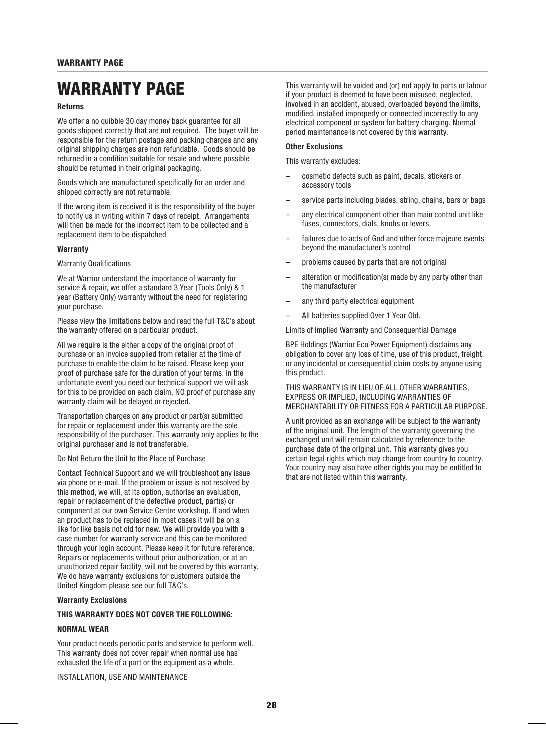# WARRANTY PAGE

**Returns**

We offer a no quibble 30 day money back guarantee for all goods shipped correctly that are not required. The buyer will be responsible for the return postage and packing charges and any original shipping charges are non refundable. Goods should be returned in a condition suitable for resale and where possible should be returned in their original packaging.

Goods which are manufactured specifically for an order and shipped correctly are not returnable.

If the wrong item is received it is the responsibility of the buyer to notify us in writing within 7 days of receipt. Arrangements will then be made for the incorrect item to be collected and a replacement item to be dispatched

**Warranty**

Warranty Qualifications

We at Warrior understand the importance of warranty for service & repair, we offer a standard 3 Year (Tools Only) & 1 year (Battery Only) warranty without the need for registering your purchase.

Please view the limitations below and read the full T&C's about the warranty offered on a particular product.

All we require is the either a copy of the original proof of purchase or an invoice supplied from retailer at the time of purchase to enable the claim to be raised. Please keep your proof of purchase safe for the duration of your terms, in the unfortunate event you need our technical support we will ask for this to be provided on each claim, NO proof of purchase any warranty claim will be delayed or rejected.

Transportation charges on any product or part(s) submitted for repair or replacement under this warranty are the sole responsibility of the purchaser. This warranty only applies to the original purchaser and is not transferable.

Do Not Return the Unit to the Place of Purchase

Contact Technical Support and we will troubleshoot any issue via phone or e-mail. If the problem or issue is not resolved by this method, we will, at its option, authorise an evaluation, repair or replacement of the defective product, part(s) or component at our own Service Centre workshop. If and when an product has to be replaced in most cases it will be on a like for like basis not old for new. We will provide you with a case number for warranty service and this can be monitored through your login account. Please keep it for future reference. Repairs or replacements without prior authorization, or at an unauthorized repair facility, will not be covered by this warranty. We do have warranty exclusions for customers outside the United Kingdom please see our full T&C's.

**Warranty Exclusions**

**THIS WARRANTY DOES NOT COVER THE FOLLOWING:**

**NORMAL WEAR**

Your product needs periodic parts and service to perform well. This warranty does not cover repair when normal use has exhausted the life of a part or the equipment as a whole.

INSTALLATION, USE AND MAINTENANCE

This warranty will be voided and (or) not apply to parts or labour if your product is deemed to have been misused, neglected, involved in an accident, abused, overloaded beyond the limits, modified, installed improperly or connected incorrectly to any electrical component or system for battery charging. Normal period maintenance is not covered by this warranty.

**Other Exclusions**

This warranty excludes:

- cosmetic defects such as paint, decals, stickers or accessory tools
- service parts including blades, string, chains, bars or bags
- any electrical component other than main control unit like fuses, connectors, dials, knobs or levers.
- failures due to acts of God and other force majeure events beyond the manufacturer's control
- problems caused by parts that are not original
- alteration or modification(s) made by any party other than the manufacturer
- any third party electrical equipment
- All batteries supplied Over 1 Year Old.

Limits of Implied Warranty and Consequential Damage

BPE Holdings (Warrior Eco Power Equipment) disclaims any obligation to cover any loss of time, use of this product, freight, or any incidental or consequential claim costs by anyone using this product.

THIS WARRANTY IS IN LIEU OF ALL OTHER WARRANTIES, EXPRESS OR IMPLIED, INCLUDING WARRANTIES OF MERCHANTABILITY OR FITNESS FOR A PARTICULAR PURPOSE.

A unit provided as an exchange will be subject to the warranty of the original unit. The length of the warranty governing the exchanged unit will remain calculated by reference to the purchase date of the original unit. This warranty gives you certain legal rights which may change from country to country. Your country may also have other rights you may be entitled to that are not listed within this warranty.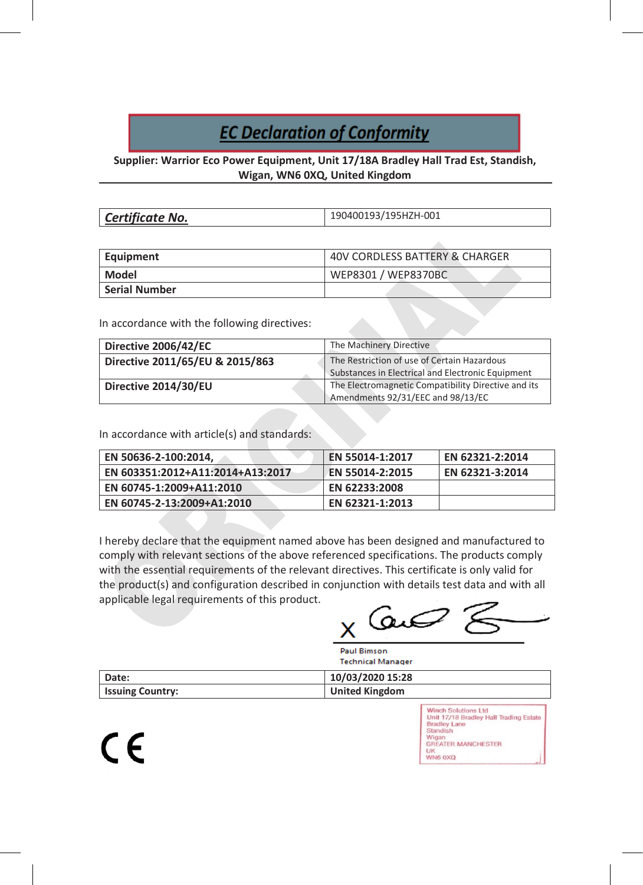# *EC Declaration of Conformity*

**Supplier: Warrior Eco Power Equipment, Unit 17/18A Bradley Hall Trad Est, Standish, Wigan, WN6 0XQ, United Kingdom**

| | |
|---|---|
| ***Certificate No.*** | 190400193/195HZH-001 |

| | |
|---|---|
| **Equipment** | 40V CORDLESS BATTERY & CHARGER |
| **Model** | WEP8301 / WEP8370BC |
| **Serial Number** | |

In accordance with the following directives:

| | |
|---|---|
| **Directive 2006/42/EC** | The Machinery Directive |
| **Directive 2011/65/EU & 2015/863** | The Restriction of use of Certain Hazardous Substances in Electrical and Electronic Equipment |
| **Directive 2014/30/EU** | The Electromagnetic Compatibility Directive and its Amendments 92/31/EEC and 98/13/EC |

In accordance with article(s) and standards:

| | | |
|---|---|---|
| **EN 50636-2-100:2014,** | **EN 55014-1:2017** | **EN 62321-2:2014** |
| **EN 603351:2012+A11:2014+A13:2017** | **EN 55014-2:2015** | **EN 62321-3:2014** |
| **EN 60745-1:2009+A11:2010** | **EN 62233:2008** | |
| **EN 60745-2-13:2009+A1:2010** | **EN 62321-1:2013** | |

I hereby declare that the equipment named above has been designed and manufactured to comply with relevant sections of the above referenced specifications. The products comply with the essential requirements of the relevant directives. This certificate is only valid for the product(s) and configuration described in conjunction with details test data and with all applicable legal requirements of this product.

X

Paul Bimson
Technical Manager

| | |
|---|---|
| **Date:** | **10/03/2020 15:28** |
| **Issuing Country:** | **United Kingdom** |

CE

Winch Solutions Ltd
Unit 17/18 Bradley Hall Trading Estate
Bradley Lane
Standish
Wigan
GREATER MANCHESTER
UK
WN6 0XQ